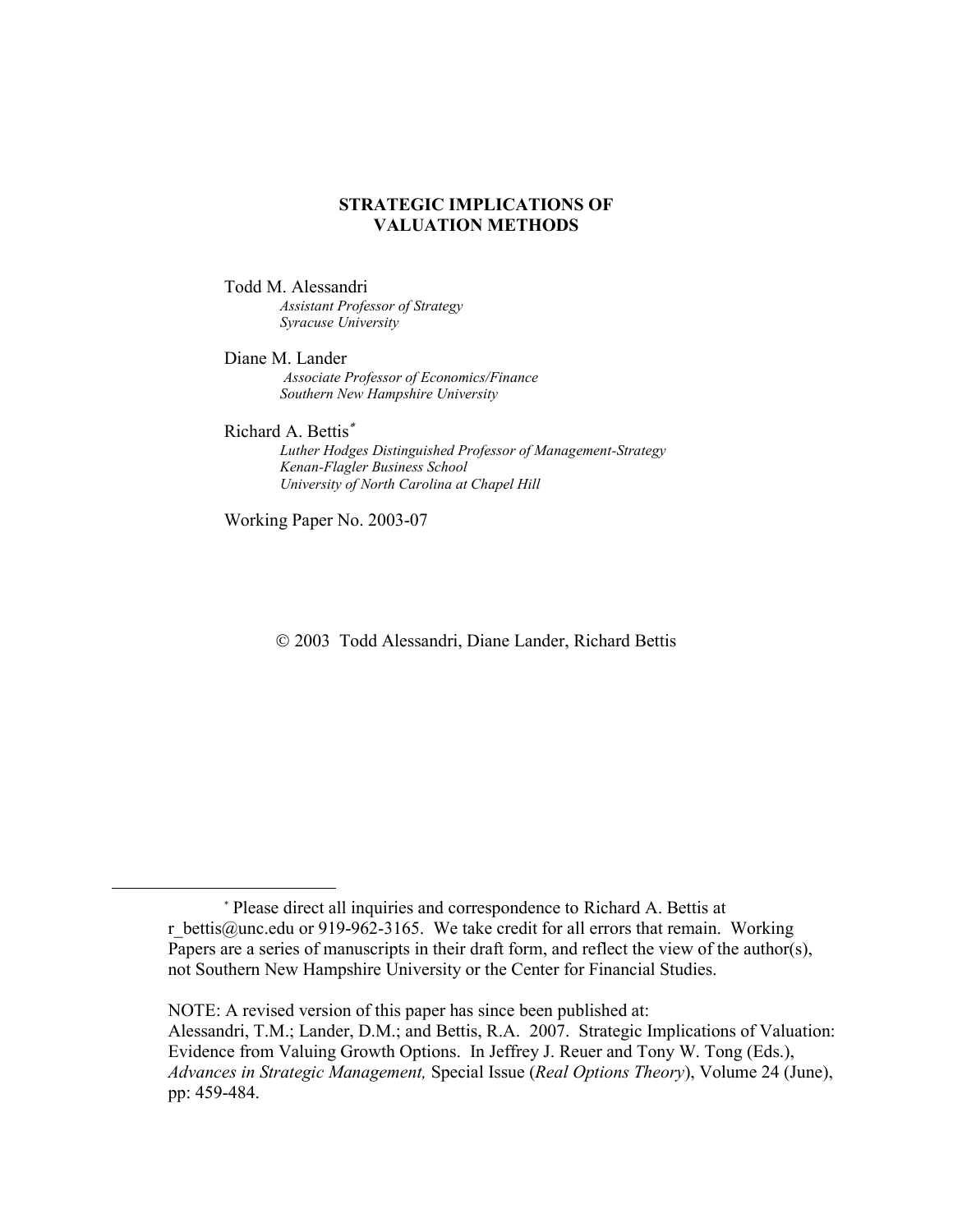# STRATEGIC IMPLICATIONS OF VALUATION METHODS

Todd M. Alessandri
*Assistant Professor of Strategy*
*Syracuse University*

Diane M. Lander
*Associate Professor of Economics/Finance*
*Southern New Hampshire University*

Richard A. Bettis*
*Luther Hodges Distinguished Professor of Management-Strategy*
*Kenan-Flagler Business School*
*University of North Carolina at Chapel Hill*

Working Paper No. 2003-07

© 2003 Todd Alessandri, Diane Lander, Richard Bettis

---

\* Please direct all inquiries and correspondence to Richard A. Bettis at r_bettis@unc.edu or 919-962-3165. We take credit for all errors that remain. Working Papers are a series of manuscripts in their draft form, and reflect the view of the author(s), not Southern New Hampshire University or the Center for Financial Studies.

NOTE: A revised version of this paper has since been published at:
Alessandri, T.M.; Lander, D.M.; and Bettis, R.A. 2007. Strategic Implications of Valuation: Evidence from Valuing Growth Options. In Jeffrey J. Reuer and Tony W. Tong (Eds.), *Advances in Strategic Management,* Special Issue (*Real Options Theory*), Volume 24 (June), pp: 459-484.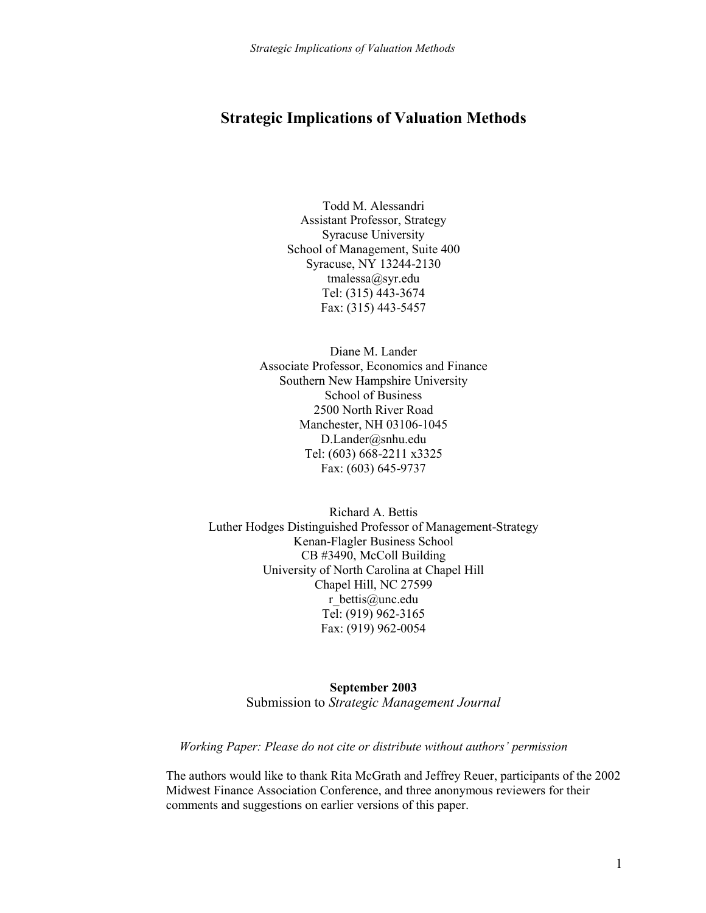# Strategic Implications of Valuation Methods

Todd M. Alessandri
Assistant Professor, Strategy
Syracuse University
School of Management, Suite 400
Syracuse, NY 13244-2130
tmalessa@syr.edu
Tel: (315) 443-3674
Fax: (315) 443-5457

Diane M. Lander
Associate Professor, Economics and Finance
Southern New Hampshire University
School of Business
2500 North River Road
Manchester, NH 03106-1045
D.Lander@snhu.edu
Tel: (603) 668-2211 x3325
Fax: (603) 645-9737

Richard A. Bettis
Luther Hodges Distinguished Professor of Management-Strategy
Kenan-Flagler Business School
CB #3490, McColl Building
University of North Carolina at Chapel Hill
Chapel Hill, NC 27599
r_bettis@unc.edu
Tel: (919) 962-3165
Fax: (919) 962-0054

**September 2003**
Submission to *Strategic Management Journal*

*Working Paper: Please do not cite or distribute without authors' permission*

The authors would like to thank Rita McGrath and Jeffrey Reuer, participants of the 2002 Midwest Finance Association Conference, and three anonymous reviewers for their comments and suggestions on earlier versions of this paper.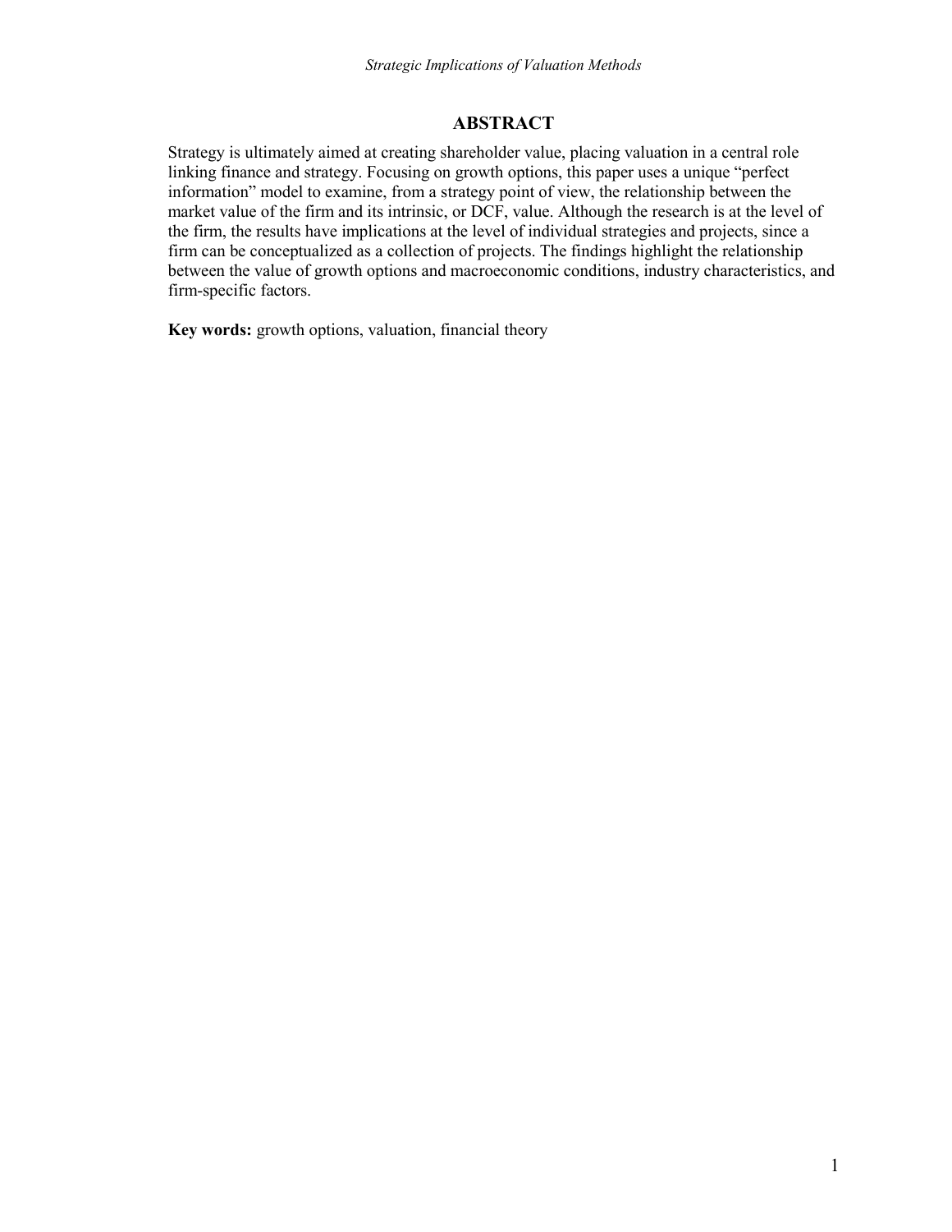## ABSTRACT

Strategy is ultimately aimed at creating shareholder value, placing valuation in a central role linking finance and strategy. Focusing on growth options, this paper uses a unique "perfect information" model to examine, from a strategy point of view, the relationship between the market value of the firm and its intrinsic, or DCF, value. Although the research is at the level of the firm, the results have implications at the level of individual strategies and projects, since a firm can be conceptualized as a collection of projects. The findings highlight the relationship between the value of growth options and macroeconomic conditions, industry characteristics, and firm-specific factors.

**Key words:** growth options, valuation, financial theory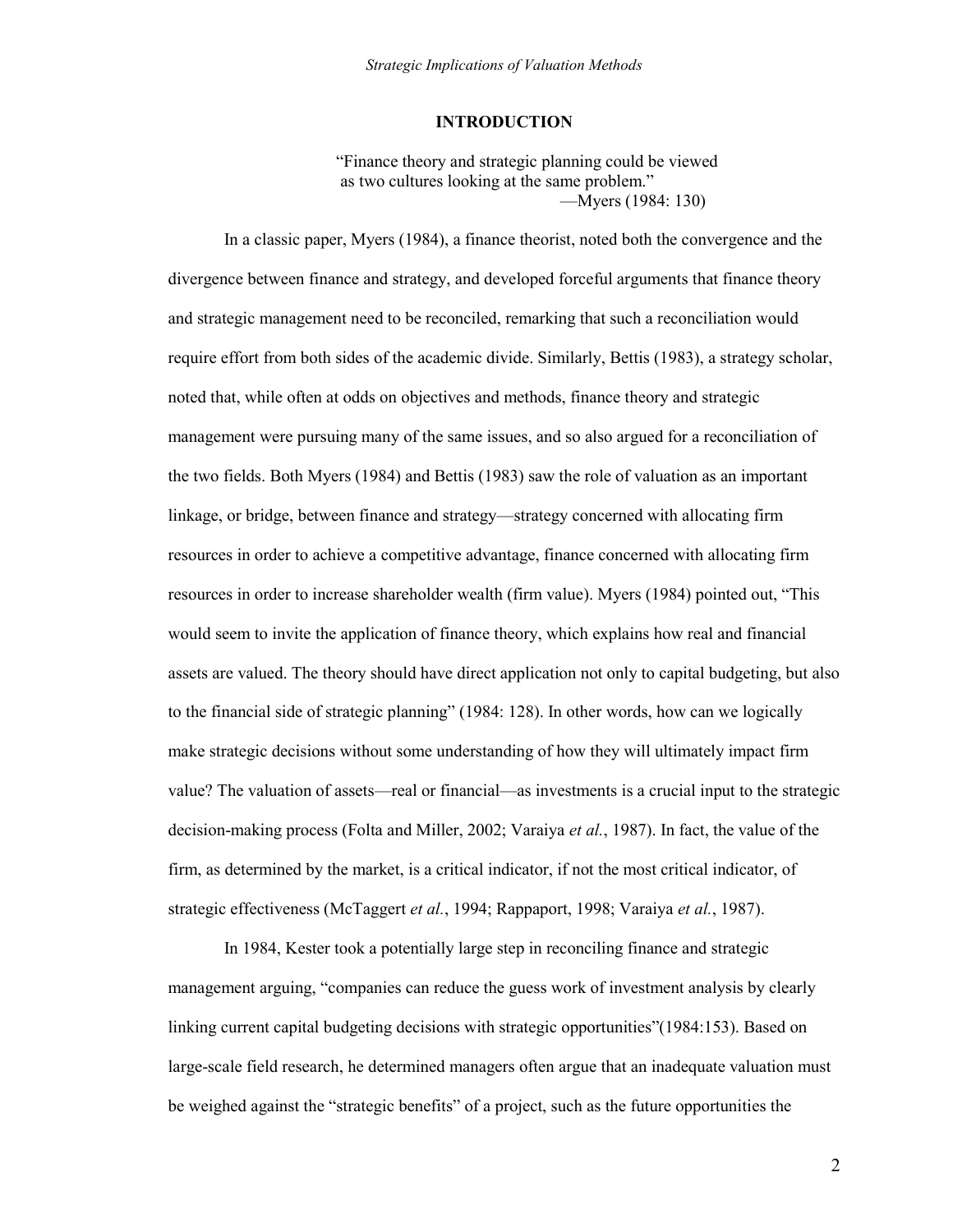## INTRODUCTION

> "Finance theory and strategic planning could be viewed as two cultures looking at the same problem."
> —Myers (1984: 130)

In a classic paper, Myers (1984), a finance theorist, noted both the convergence and the divergence between finance and strategy, and developed forceful arguments that finance theory and strategic management need to be reconciled, remarking that such a reconciliation would require effort from both sides of the academic divide. Similarly, Bettis (1983), a strategy scholar, noted that, while often at odds on objectives and methods, finance theory and strategic management were pursuing many of the same issues, and so also argued for a reconciliation of the two fields. Both Myers (1984) and Bettis (1983) saw the role of valuation as an important linkage, or bridge, between finance and strategy—strategy concerned with allocating firm resources in order to achieve a competitive advantage, finance concerned with allocating firm resources in order to increase shareholder wealth (firm value). Myers (1984) pointed out, "This would seem to invite the application of finance theory, which explains how real and financial assets are valued. The theory should have direct application not only to capital budgeting, but also to the financial side of strategic planning" (1984: 128). In other words, how can we logically make strategic decisions without some understanding of how they will ultimately impact firm value? The valuation of assets—real or financial—as investments is a crucial input to the strategic decision-making process (Folta and Miller, 2002; Varaiya *et al.*, 1987). In fact, the value of the firm, as determined by the market, is a critical indicator, if not the most critical indicator, of strategic effectiveness (McTaggert *et al.*, 1994; Rappaport, 1998; Varaiya *et al.*, 1987).

In 1984, Kester took a potentially large step in reconciling finance and strategic management arguing, "companies can reduce the guess work of investment analysis by clearly linking current capital budgeting decisions with strategic opportunities"(1984:153). Based on large-scale field research, he determined managers often argue that an inadequate valuation must be weighed against the "strategic benefits" of a project, such as the future opportunities the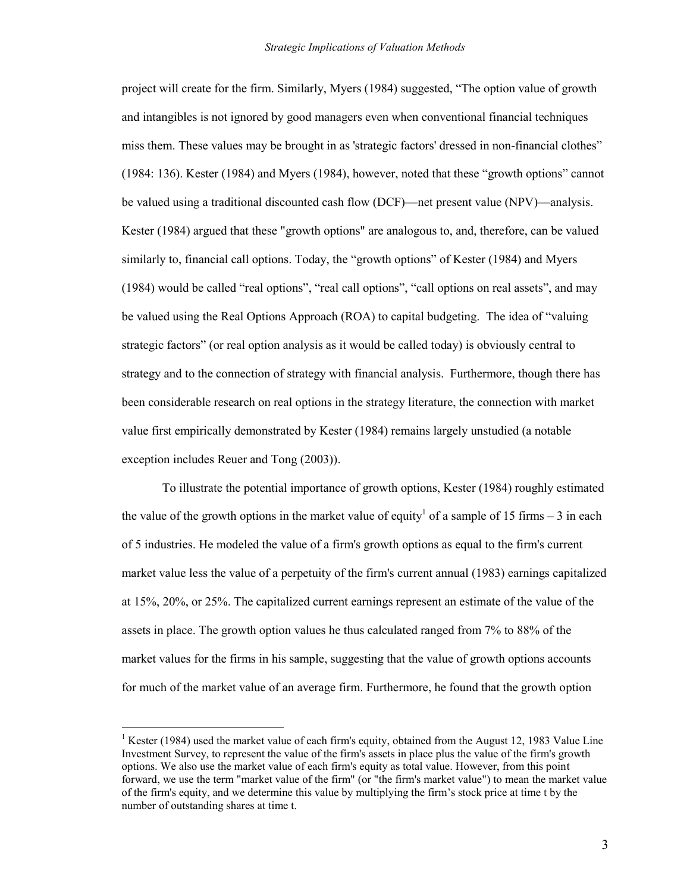project will create for the firm. Similarly, Myers (1984) suggested, "The option value of growth and intangibles is not ignored by good managers even when conventional financial techniques miss them. These values may be brought in as 'strategic factors' dressed in non-financial clothes" (1984: 136). Kester (1984) and Myers (1984), however, noted that these "growth options" cannot be valued using a traditional discounted cash flow (DCF)—net present value (NPV)—analysis. Kester (1984) argued that these "growth options" are analogous to, and, therefore, can be valued similarly to, financial call options. Today, the "growth options" of Kester (1984) and Myers (1984) would be called "real options", "real call options", "call options on real assets", and may be valued using the Real Options Approach (ROA) to capital budgeting. The idea of "valuing strategic factors" (or real option analysis as it would be called today) is obviously central to strategy and to the connection of strategy with financial analysis. Furthermore, though there has been considerable research on real options in the strategy literature, the connection with market value first empirically demonstrated by Kester (1984) remains largely unstudied (a notable exception includes Reuer and Tong (2003)).

To illustrate the potential importance of growth options, Kester (1984) roughly estimated the value of the growth options in the market value of equity[1] of a sample of 15 firms – 3 in each of 5 industries. He modeled the value of a firm's growth options as equal to the firm's current market value less the value of a perpetuity of the firm's current annual (1983) earnings capitalized at 15%, 20%, or 25%. The capitalized current earnings represent an estimate of the value of the assets in place. The growth option values he thus calculated ranged from 7% to 88% of the market values for the firms in his sample, suggesting that the value of growth options accounts for much of the market value of an average firm. Furthermore, he found that the growth option

[1] Kester (1984) used the market value of each firm's equity, obtained from the August 12, 1983 Value Line Investment Survey, to represent the value of the firm's assets in place plus the value of the firm's growth options. We also use the market value of each firm's equity as total value. However, from this point forward, we use the term "market value of the firm" (or "the firm's market value") to mean the market value of the firm's equity, and we determine this value by multiplying the firm's stock price at time t by the number of outstanding shares at time t.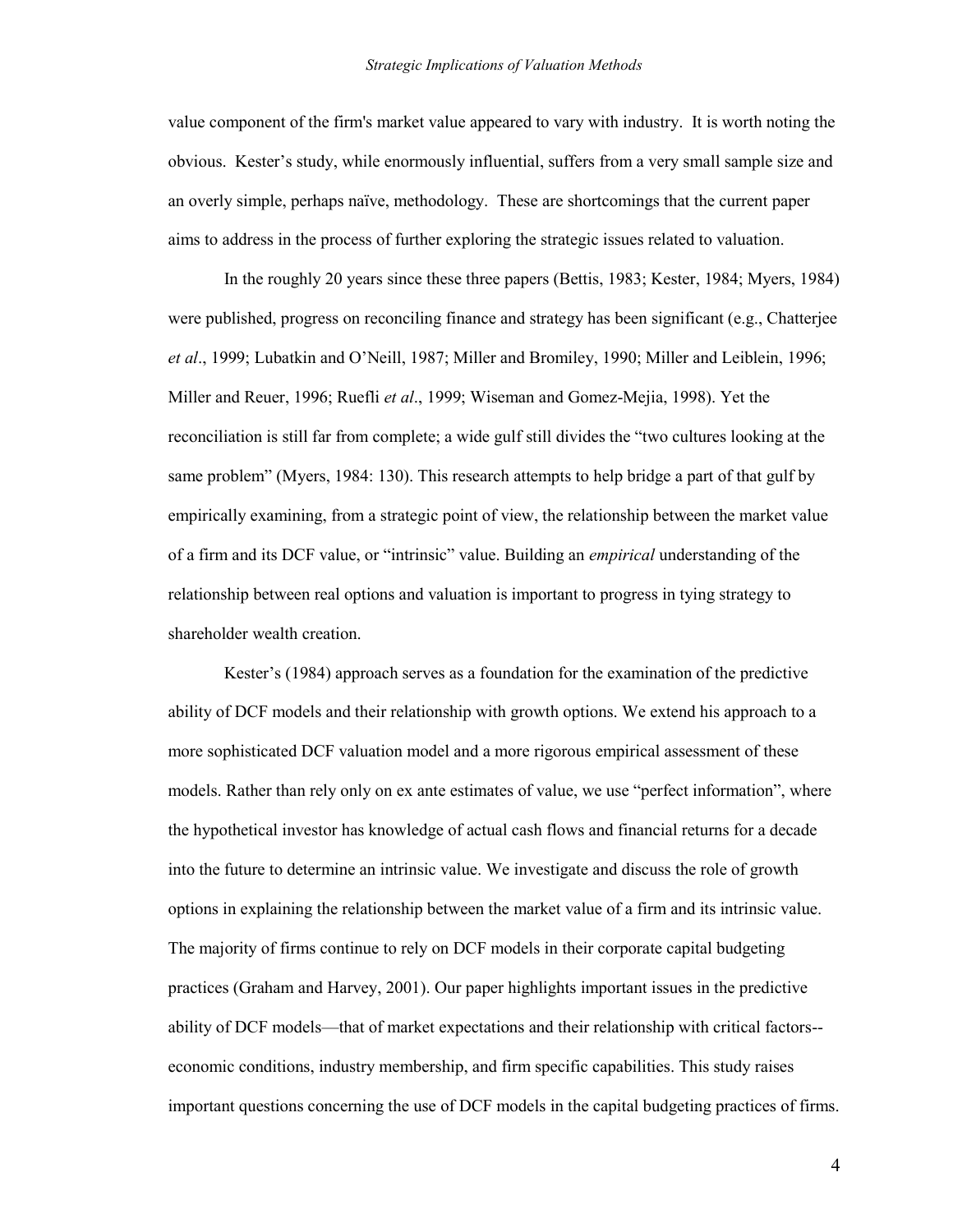value component of the firm's market value appeared to vary with industry. It is worth noting the obvious. Kester's study, while enormously influential, suffers from a very small sample size and an overly simple, perhaps naïve, methodology. These are shortcomings that the current paper aims to address in the process of further exploring the strategic issues related to valuation.

In the roughly 20 years since these three papers (Bettis, 1983; Kester, 1984; Myers, 1984) were published, progress on reconciling finance and strategy has been significant (e.g., Chatterjee *et al*., 1999; Lubatkin and O'Neill, 1987; Miller and Bromiley, 1990; Miller and Leiblein, 1996; Miller and Reuer, 1996; Ruefli *et al*., 1999; Wiseman and Gomez-Mejia, 1998). Yet the reconciliation is still far from complete; a wide gulf still divides the "two cultures looking at the same problem" (Myers, 1984: 130). This research attempts to help bridge a part of that gulf by empirically examining, from a strategic point of view, the relationship between the market value of a firm and its DCF value, or "intrinsic" value. Building an *empirical* understanding of the relationship between real options and valuation is important to progress in tying strategy to shareholder wealth creation.

Kester's (1984) approach serves as a foundation for the examination of the predictive ability of DCF models and their relationship with growth options. We extend his approach to a more sophisticated DCF valuation model and a more rigorous empirical assessment of these models. Rather than rely only on ex ante estimates of value, we use "perfect information", where the hypothetical investor has knowledge of actual cash flows and financial returns for a decade into the future to determine an intrinsic value. We investigate and discuss the role of growth options in explaining the relationship between the market value of a firm and its intrinsic value. The majority of firms continue to rely on DCF models in their corporate capital budgeting practices (Graham and Harvey, 2001). Our paper highlights important issues in the predictive ability of DCF models—that of market expectations and their relationship with critical factors--economic conditions, industry membership, and firm specific capabilities. This study raises important questions concerning the use of DCF models in the capital budgeting practices of firms.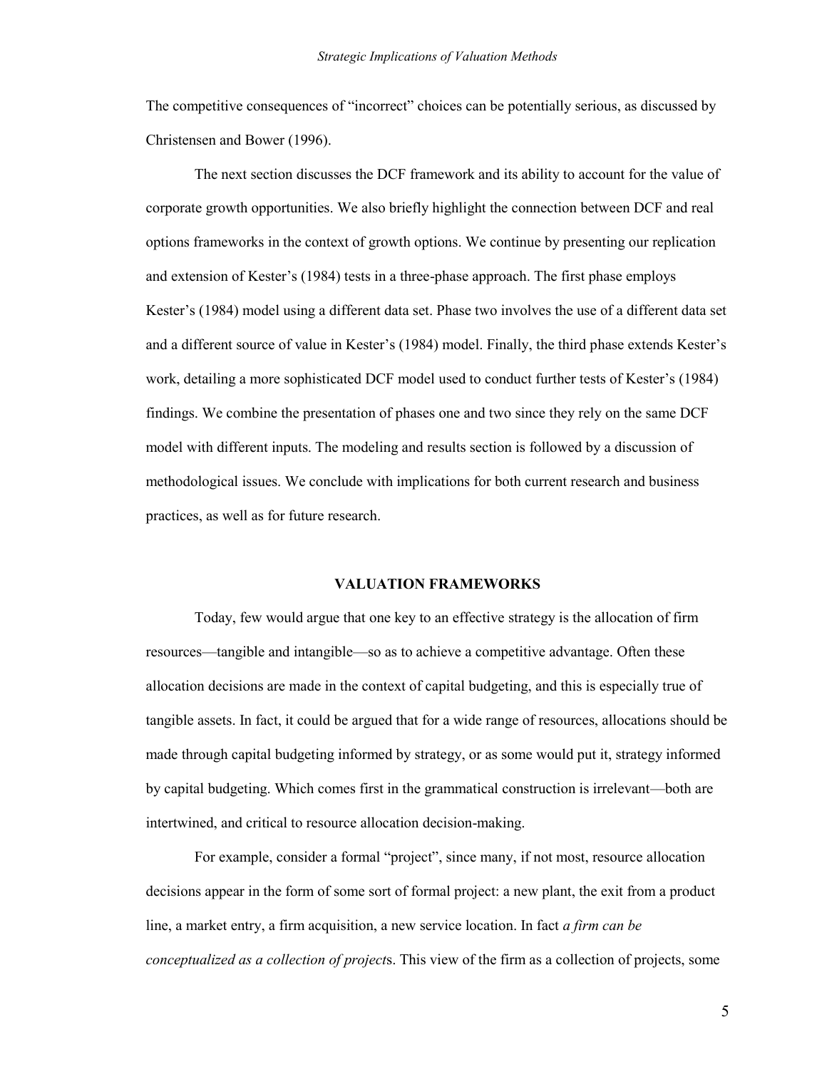The competitive consequences of "incorrect" choices can be potentially serious, as discussed by Christensen and Bower (1996).

The next section discusses the DCF framework and its ability to account for the value of corporate growth opportunities. We also briefly highlight the connection between DCF and real options frameworks in the context of growth options. We continue by presenting our replication and extension of Kester's (1984) tests in a three-phase approach. The first phase employs Kester's (1984) model using a different data set. Phase two involves the use of a different data set and a different source of value in Kester's (1984) model. Finally, the third phase extends Kester's work, detailing a more sophisticated DCF model used to conduct further tests of Kester's (1984) findings. We combine the presentation of phases one and two since they rely on the same DCF model with different inputs. The modeling and results section is followed by a discussion of methodological issues. We conclude with implications for both current research and business practices, as well as for future research.

## VALUATION FRAMEWORKS

Today, few would argue that one key to an effective strategy is the allocation of firm resources—tangible and intangible—so as to achieve a competitive advantage. Often these allocation decisions are made in the context of capital budgeting, and this is especially true of tangible assets. In fact, it could be argued that for a wide range of resources, allocations should be made through capital budgeting informed by strategy, or as some would put it, strategy informed by capital budgeting. Which comes first in the grammatical construction is irrelevant—both are intertwined, and critical to resource allocation decision-making.

For example, consider a formal "project", since many, if not most, resource allocation decisions appear in the form of some sort of formal project: a new plant, the exit from a product line, a market entry, a firm acquisition, a new service location. In fact *a firm can be conceptualized as a collection of project*s. This view of the firm as a collection of projects, some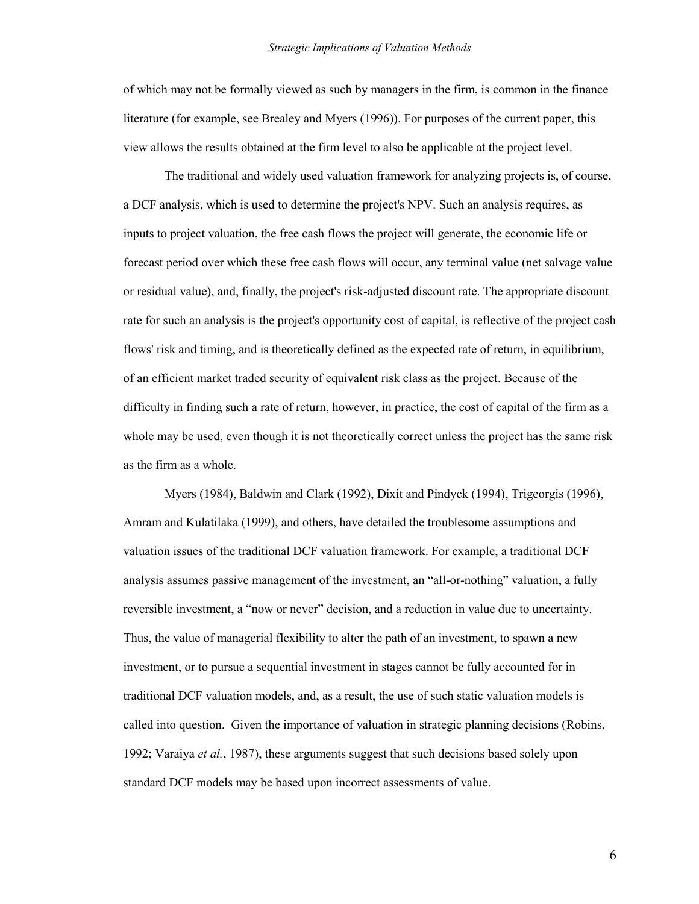of which may not be formally viewed as such by managers in the firm, is common in the finance literature (for example, see Brealey and Myers (1996)). For purposes of the current paper, this view allows the results obtained at the firm level to also be applicable at the project level.

The traditional and widely used valuation framework for analyzing projects is, of course, a DCF analysis, which is used to determine the project's NPV. Such an analysis requires, as inputs to project valuation, the free cash flows the project will generate, the economic life or forecast period over which these free cash flows will occur, any terminal value (net salvage value or residual value), and, finally, the project's risk-adjusted discount rate. The appropriate discount rate for such an analysis is the project's opportunity cost of capital, is reflective of the project cash flows' risk and timing, and is theoretically defined as the expected rate of return, in equilibrium, of an efficient market traded security of equivalent risk class as the project. Because of the difficulty in finding such a rate of return, however, in practice, the cost of capital of the firm as a whole may be used, even though it is not theoretically correct unless the project has the same risk as the firm as a whole.

Myers (1984), Baldwin and Clark (1992), Dixit and Pindyck (1994), Trigeorgis (1996), Amram and Kulatilaka (1999), and others, have detailed the troublesome assumptions and valuation issues of the traditional DCF valuation framework. For example, a traditional DCF analysis assumes passive management of the investment, an "all-or-nothing" valuation, a fully reversible investment, a "now or never" decision, and a reduction in value due to uncertainty. Thus, the value of managerial flexibility to alter the path of an investment, to spawn a new investment, or to pursue a sequential investment in stages cannot be fully accounted for in traditional DCF valuation models, and, as a result, the use of such static valuation models is called into question. Given the importance of valuation in strategic planning decisions (Robins, 1992; Varaiya *et al.*, 1987), these arguments suggest that such decisions based solely upon standard DCF models may be based upon incorrect assessments of value.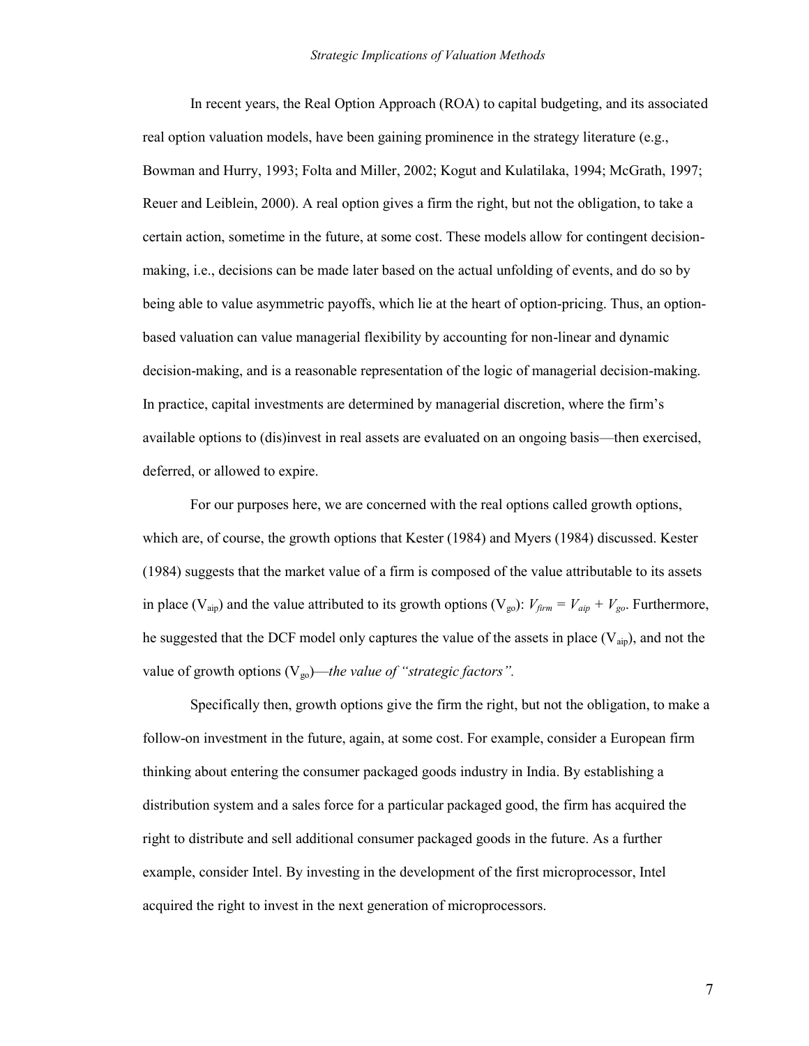In recent years, the Real Option Approach (ROA) to capital budgeting, and its associated real option valuation models, have been gaining prominence in the strategy literature (e.g., Bowman and Hurry, 1993; Folta and Miller, 2002; Kogut and Kulatilaka, 1994; McGrath, 1997; Reuer and Leiblein, 2000). A real option gives a firm the right, but not the obligation, to take a certain action, sometime in the future, at some cost. These models allow for contingent decision-making, i.e., decisions can be made later based on the actual unfolding of events, and do so by being able to value asymmetric payoffs, which lie at the heart of option-pricing. Thus, an option-based valuation can value managerial flexibility by accounting for non-linear and dynamic decision-making, and is a reasonable representation of the logic of managerial decision-making. In practice, capital investments are determined by managerial discretion, where the firm's available options to (dis)invest in real assets are evaluated on an ongoing basis—then exercised, deferred, or allowed to expire.

For our purposes here, we are concerned with the real options called growth options, which are, of course, the growth options that Kester (1984) and Myers (1984) discussed. Kester (1984) suggests that the market value of a firm is composed of the value attributable to its assets in place ($V_{aip}$) and the value attributed to its growth options ($V_{go}$): $V_{firm} = V_{aip} + V_{go}$. Furthermore, he suggested that the DCF model only captures the value of the assets in place ($V_{aip}$), and not the value of growth options ($V_{go}$)—*the value of "strategic factors".*

Specifically then, growth options give the firm the right, but not the obligation, to make a follow-on investment in the future, again, at some cost. For example, consider a European firm thinking about entering the consumer packaged goods industry in India. By establishing a distribution system and a sales force for a particular packaged good, the firm has acquired the right to distribute and sell additional consumer packaged goods in the future. As a further example, consider Intel. By investing in the development of the first microprocessor, Intel acquired the right to invest in the next generation of microprocessors.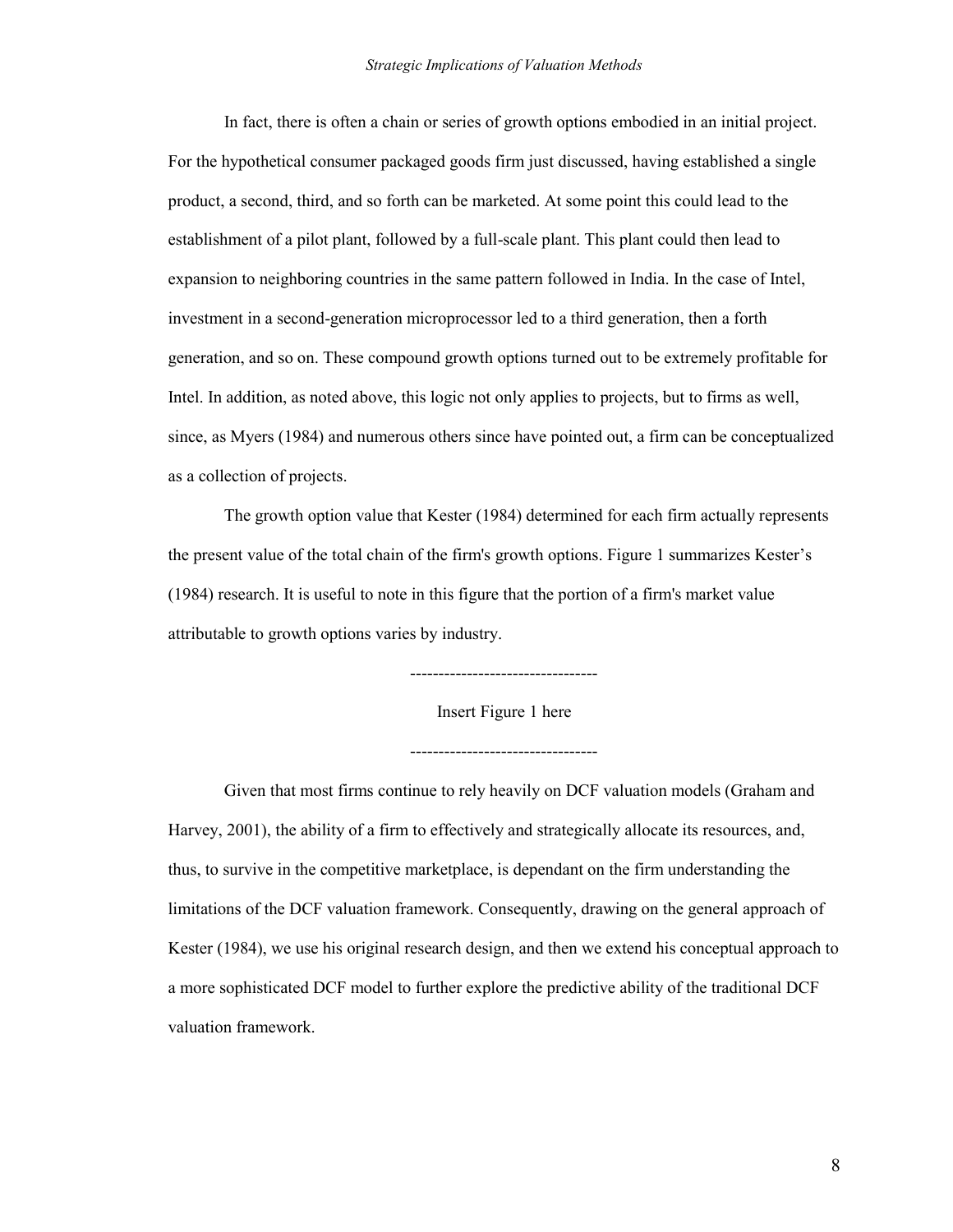In fact, there is often a chain or series of growth options embodied in an initial project. For the hypothetical consumer packaged goods firm just discussed, having established a single product, a second, third, and so forth can be marketed. At some point this could lead to the establishment of a pilot plant, followed by a full-scale plant. This plant could then lead to expansion to neighboring countries in the same pattern followed in India. In the case of Intel, investment in a second-generation microprocessor led to a third generation, then a forth generation, and so on. These compound growth options turned out to be extremely profitable for Intel. In addition, as noted above, this logic not only applies to projects, but to firms as well, since, as Myers (1984) and numerous others since have pointed out, a firm can be conceptualized as a collection of projects.

The growth option value that Kester (1984) determined for each firm actually represents the present value of the total chain of the firm's growth options. Figure 1 summarizes Kester's (1984) research. It is useful to note in this figure that the portion of a firm's market value attributable to growth options varies by industry.

---------------------------------

Insert Figure 1 here

---------------------------------

Given that most firms continue to rely heavily on DCF valuation models (Graham and Harvey, 2001), the ability of a firm to effectively and strategically allocate its resources, and, thus, to survive in the competitive marketplace, is dependant on the firm understanding the limitations of the DCF valuation framework. Consequently, drawing on the general approach of Kester (1984), we use his original research design, and then we extend his conceptual approach to a more sophisticated DCF model to further explore the predictive ability of the traditional DCF valuation framework.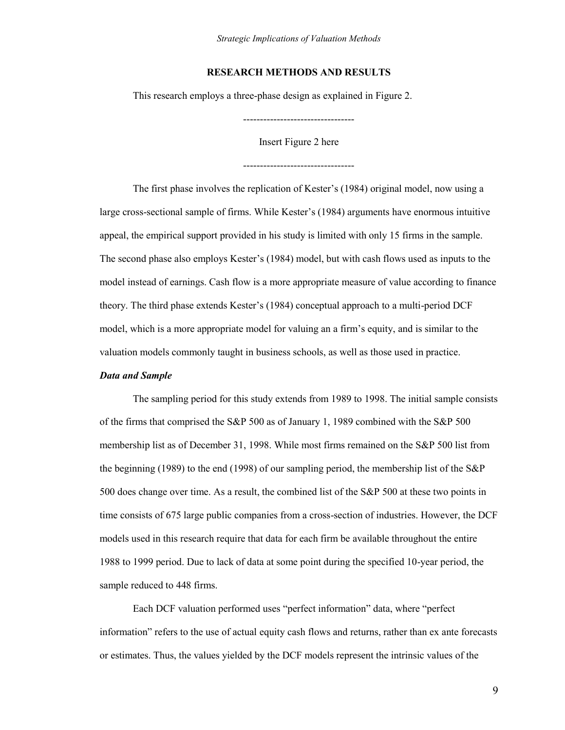## RESEARCH METHODS AND RESULTS

This research employs a three-phase design as explained in Figure 2.

---------------------------------

Insert Figure 2 here

---------------------------------

The first phase involves the replication of Kester's (1984) original model, now using a large cross-sectional sample of firms. While Kester's (1984) arguments have enormous intuitive appeal, the empirical support provided in his study is limited with only 15 firms in the sample. The second phase also employs Kester's (1984) model, but with cash flows used as inputs to the model instead of earnings. Cash flow is a more appropriate measure of value according to finance theory. The third phase extends Kester's (1984) conceptual approach to a multi-period DCF model, which is a more appropriate model for valuing an a firm's equity, and is similar to the valuation models commonly taught in business schools, as well as those used in practice.

### *Data and Sample*

The sampling period for this study extends from 1989 to 1998. The initial sample consists of the firms that comprised the S&P 500 as of January 1, 1989 combined with the S&P 500 membership list as of December 31, 1998. While most firms remained on the S&P 500 list from the beginning (1989) to the end (1998) of our sampling period, the membership list of the S&P 500 does change over time. As a result, the combined list of the S&P 500 at these two points in time consists of 675 large public companies from a cross-section of industries. However, the DCF models used in this research require that data for each firm be available throughout the entire 1988 to 1999 period. Due to lack of data at some point during the specified 10-year period, the sample reduced to 448 firms.

Each DCF valuation performed uses "perfect information" data, where "perfect information" refers to the use of actual equity cash flows and returns, rather than ex ante forecasts or estimates. Thus, the values yielded by the DCF models represent the intrinsic values of the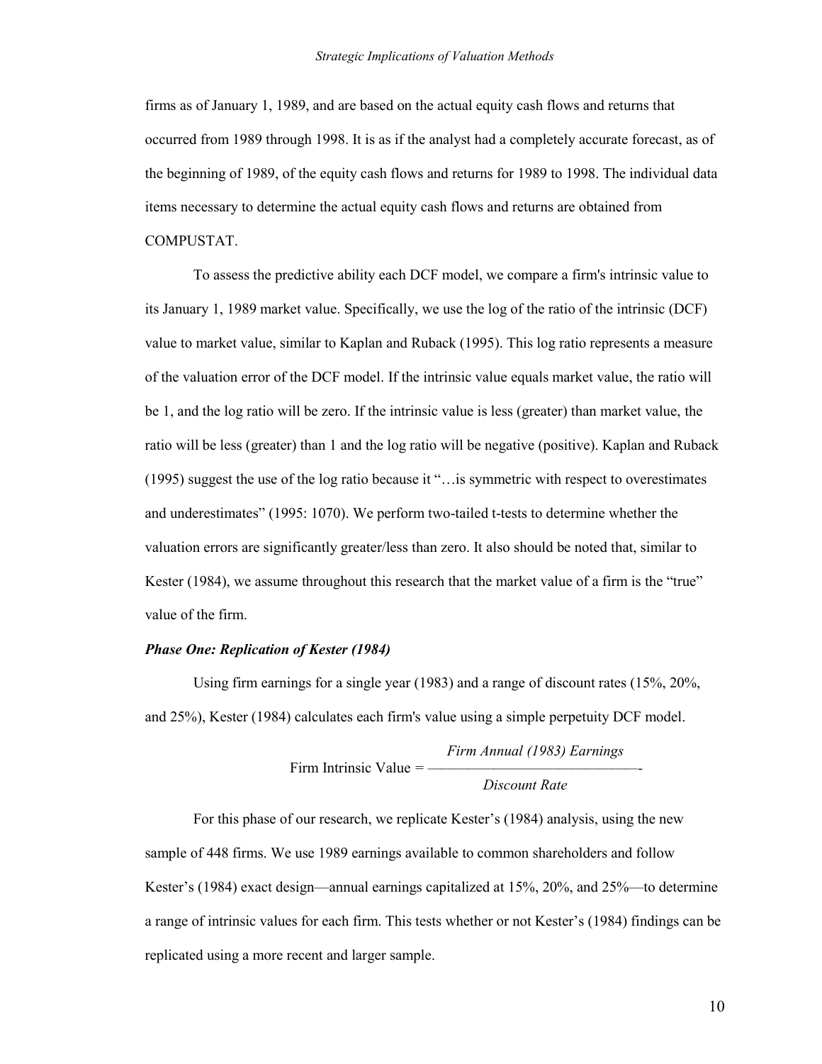firms as of January 1, 1989, and are based on the actual equity cash flows and returns that occurred from 1989 through 1998. It is as if the analyst had a completely accurate forecast, as of the beginning of 1989, of the equity cash flows and returns for 1989 to 1998. The individual data items necessary to determine the actual equity cash flows and returns are obtained from COMPUSTAT.

To assess the predictive ability each DCF model, we compare a firm's intrinsic value to its January 1, 1989 market value. Specifically, we use the log of the ratio of the intrinsic (DCF) value to market value, similar to Kaplan and Ruback (1995). This log ratio represents a measure of the valuation error of the DCF model. If the intrinsic value equals market value, the ratio will be 1, and the log ratio will be zero. If the intrinsic value is less (greater) than market value, the ratio will be less (greater) than 1 and the log ratio will be negative (positive). Kaplan and Ruback (1995) suggest the use of the log ratio because it "…is symmetric with respect to overestimates and underestimates" (1995: 1070). We perform two-tailed t-tests to determine whether the valuation errors are significantly greater/less than zero. It also should be noted that, similar to Kester (1984), we assume throughout this research that the market value of a firm is the "true" value of the firm.

***Phase One: Replication of Kester (1984)***

Using firm earnings for a single year (1983) and a range of discount rates (15%, 20%, and 25%), Kester (1984) calculates each firm's value using a simple perpetuity DCF model.

$$\text{Firm Intrinsic Value} = \frac{\textit{Firm Annual (1983) Earnings}}{\textit{Discount Rate}}$$

For this phase of our research, we replicate Kester's (1984) analysis, using the new sample of 448 firms. We use 1989 earnings available to common shareholders and follow Kester's (1984) exact design—annual earnings capitalized at 15%, 20%, and 25%—to determine a range of intrinsic values for each firm. This tests whether or not Kester's (1984) findings can be replicated using a more recent and larger sample.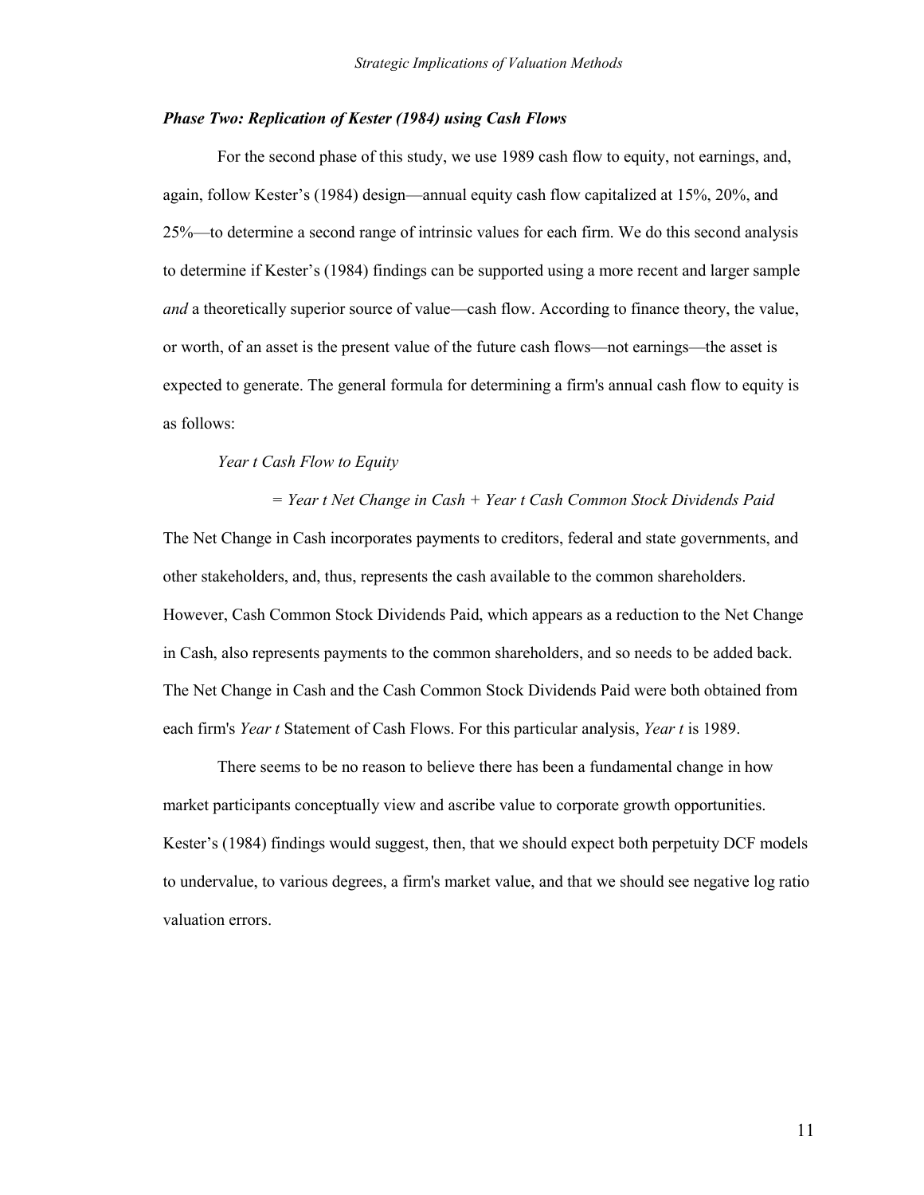### *Phase Two: Replication of Kester (1984) using Cash Flows*

For the second phase of this study, we use 1989 cash flow to equity, not earnings, and, again, follow Kester's (1984) design—annual equity cash flow capitalized at 15%, 20%, and 25%—to determine a second range of intrinsic values for each firm. We do this second analysis to determine if Kester's (1984) findings can be supported using a more recent and larger sample *and* a theoretically superior source of value—cash flow. According to finance theory, the value, or worth, of an asset is the present value of the future cash flows—not earnings—the asset is expected to generate. The general formula for determining a firm's annual cash flow to equity is as follows:

*Year t Cash Flow to Equity*

*= Year t Net Change in Cash + Year t Cash Common Stock Dividends Paid*

The Net Change in Cash incorporates payments to creditors, federal and state governments, and other stakeholders, and, thus, represents the cash available to the common shareholders. However, Cash Common Stock Dividends Paid, which appears as a reduction to the Net Change in Cash, also represents payments to the common shareholders, and so needs to be added back. The Net Change in Cash and the Cash Common Stock Dividends Paid were both obtained from each firm's *Year t* Statement of Cash Flows. For this particular analysis, *Year t* is 1989.

There seems to be no reason to believe there has been a fundamental change in how market participants conceptually view and ascribe value to corporate growth opportunities. Kester's (1984) findings would suggest, then, that we should expect both perpetuity DCF models to undervalue, to various degrees, a firm's market value, and that we should see negative log ratio valuation errors.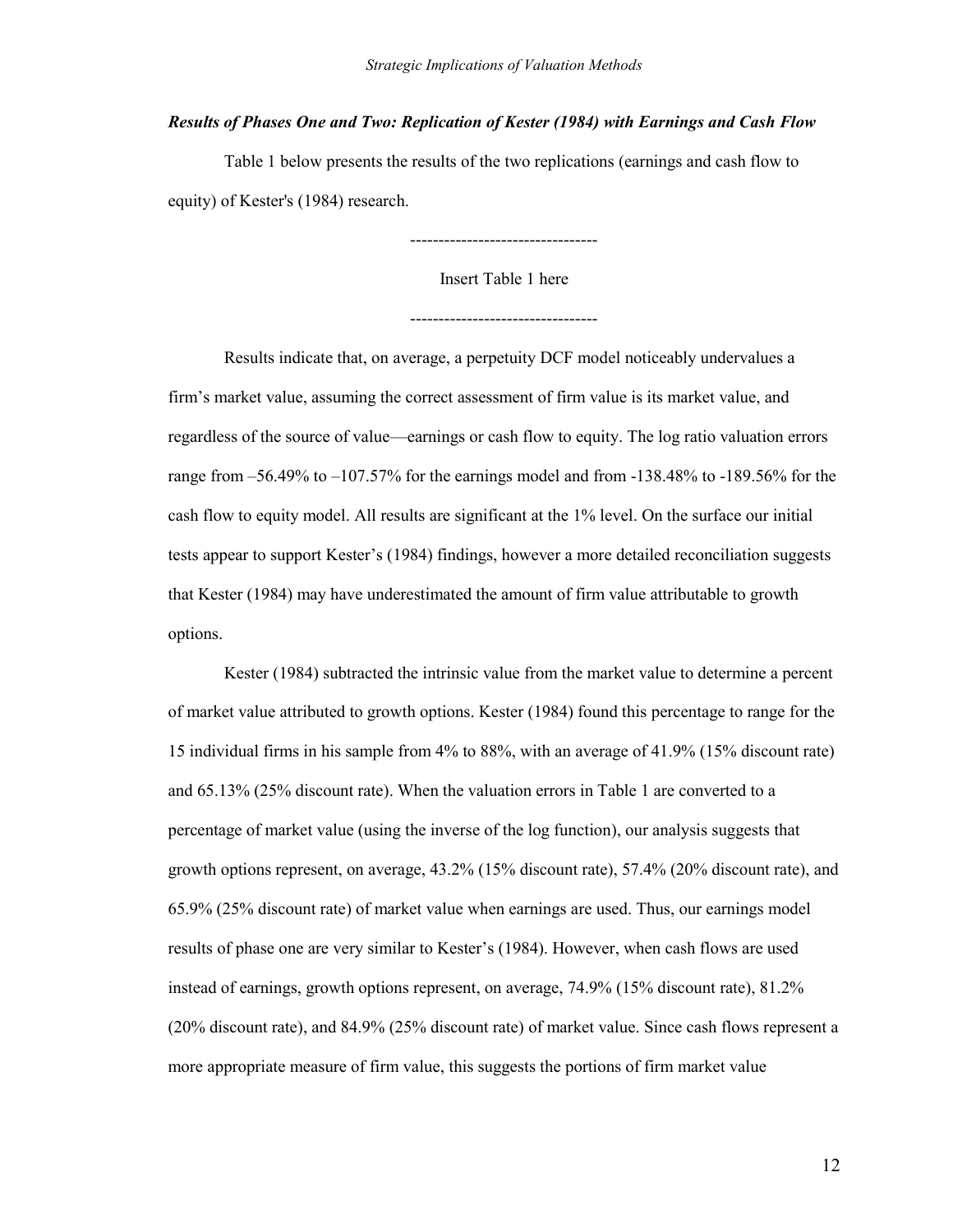### *Results of Phases One and Two: Replication of Kester (1984) with Earnings and Cash Flow*

Table 1 below presents the results of the two replications (earnings and cash flow to equity) of Kester's (1984) research.

---------------------------------

Insert Table 1 here

---------------------------------

Results indicate that, on average, a perpetuity DCF model noticeably undervalues a firm's market value, assuming the correct assessment of firm value is its market value, and regardless of the source of value—earnings or cash flow to equity. The log ratio valuation errors range from –56.49% to –107.57% for the earnings model and from -138.48% to -189.56% for the cash flow to equity model. All results are significant at the 1% level. On the surface our initial tests appear to support Kester's (1984) findings, however a more detailed reconciliation suggests that Kester (1984) may have underestimated the amount of firm value attributable to growth options.

Kester (1984) subtracted the intrinsic value from the market value to determine a percent of market value attributed to growth options. Kester (1984) found this percentage to range for the 15 individual firms in his sample from 4% to 88%, with an average of 41.9% (15% discount rate) and 65.13% (25% discount rate). When the valuation errors in Table 1 are converted to a percentage of market value (using the inverse of the log function), our analysis suggests that growth options represent, on average, 43.2% (15% discount rate), 57.4% (20% discount rate), and 65.9% (25% discount rate) of market value when earnings are used. Thus, our earnings model results of phase one are very similar to Kester's (1984). However, when cash flows are used instead of earnings, growth options represent, on average, 74.9% (15% discount rate), 81.2% (20% discount rate), and 84.9% (25% discount rate) of market value. Since cash flows represent a more appropriate measure of firm value, this suggests the portions of firm market value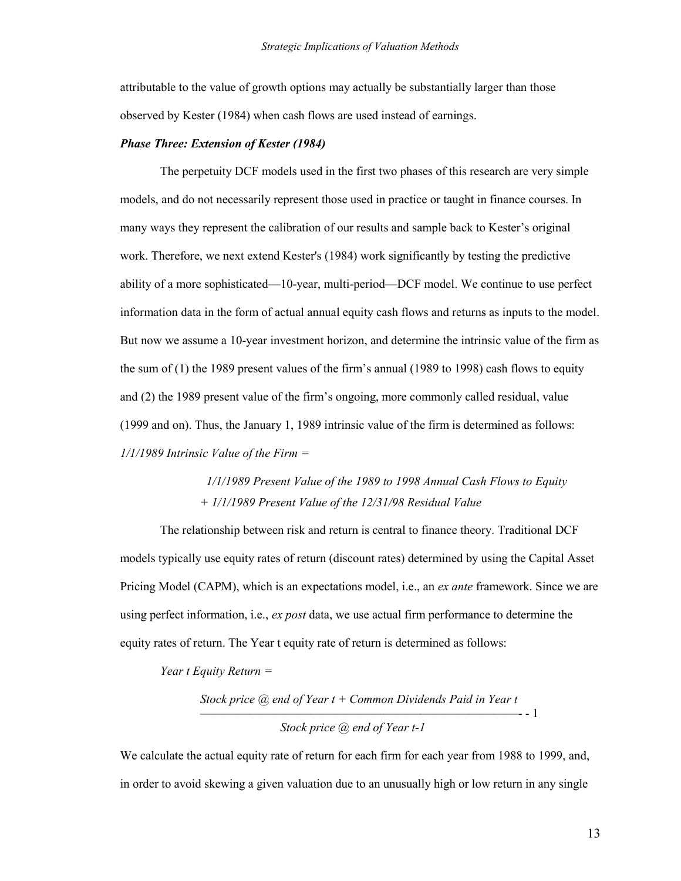attributable to the value of growth options may actually be substantially larger than those observed by Kester (1984) when cash flows are used instead of earnings.

***Phase Three: Extension of Kester (1984)***

The perpetuity DCF models used in the first two phases of this research are very simple models, and do not necessarily represent those used in practice or taught in finance courses. In many ways they represent the calibration of our results and sample back to Kester's original work. Therefore, we next extend Kester's (1984) work significantly by testing the predictive ability of a more sophisticated—10-year, multi-period—DCF model. We continue to use perfect information data in the form of actual annual equity cash flows and returns as inputs to the model. But now we assume a 10-year investment horizon, and determine the intrinsic value of the firm as the sum of (1) the 1989 present values of the firm's annual (1989 to 1998) cash flows to equity and (2) the 1989 present value of the firm's ongoing, more commonly called residual, value (1999 and on). Thus, the January 1, 1989 intrinsic value of the firm is determined as follows:

*1/1/1989 Intrinsic Value of the Firm =*

> *1/1/1989 Present Value of the 1989 to 1998 Annual Cash Flows to Equity*
> *+ 1/1/1989 Present Value of the 12/31/98 Residual Value*

The relationship between risk and return is central to finance theory. Traditional DCF models typically use equity rates of return (discount rates) determined by using the Capital Asset Pricing Model (CAPM), which is an expectations model, i.e., an *ex ante* framework. Since we are using perfect information, i.e., *ex post* data, we use actual firm performance to determine the equity rates of return. The Year t equity rate of return is determined as follows:

*Year t Equity Return =*

$$\frac{\text{Stock price @ end of Year } t + \text{Common Dividends Paid in Year } t}{\text{Stock price @ end of Year } t-1} - 1$$

We calculate the actual equity rate of return for each firm for each year from 1988 to 1999, and, in order to avoid skewing a given valuation due to an unusually high or low return in any single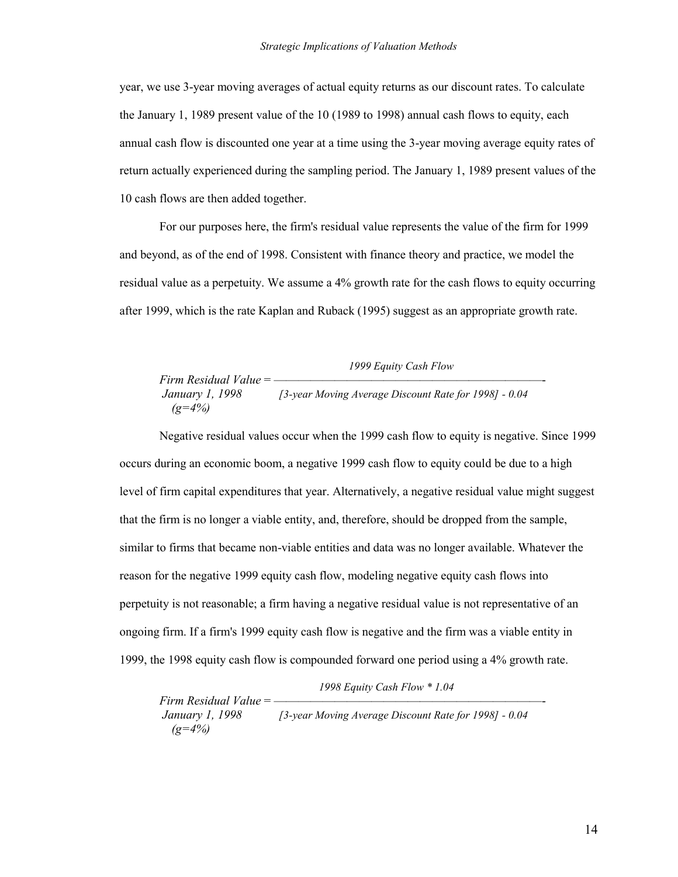year, we use 3-year moving averages of actual equity returns as our discount rates. To calculate the January 1, 1989 present value of the 10 (1989 to 1998) annual cash flows to equity, each annual cash flow is discounted one year at a time using the 3-year moving average equity rates of return actually experienced during the sampling period. The January 1, 1989 present values of the 10 cash flows are then added together.

For our purposes here, the firm's residual value represents the value of the firm for 1999 and beyond, as of the end of 1998. Consistent with finance theory and practice, we model the residual value as a perpetuity. We assume a 4% growth rate for the cash flows to equity occurring after 1999, which is the rate Kaplan and Ruback (1995) suggest as an appropriate growth rate.

$$\underset{(g=4\%)}{\underset{\text{January 1, 1998}}{\text{Firm Residual Value}}} = \frac{\text{1999 Equity Cash Flow}}{[\text{3-year Moving Average Discount Rate for 1998}] - 0.04}$$

Negative residual values occur when the 1999 cash flow to equity is negative. Since 1999 occurs during an economic boom, a negative 1999 cash flow to equity could be due to a high level of firm capital expenditures that year. Alternatively, a negative residual value might suggest that the firm is no longer a viable entity, and, therefore, should be dropped from the sample, similar to firms that became non-viable entities and data was no longer available. Whatever the reason for the negative 1999 equity cash flow, modeling negative equity cash flows into perpetuity is not reasonable; a firm having a negative residual value is not representative of an ongoing firm. If a firm's 1999 equity cash flow is negative and the firm was a viable entity in 1999, the 1998 equity cash flow is compounded forward one period using a 4% growth rate.

$$\underset{(g=4\%)}{\underset{\text{January 1, 1998}}{\text{Firm Residual Value}}} = \frac{\text{1998 Equity Cash Flow} * 1.04}{[\text{3-year Moving Average Discount Rate for 1998}] - 0.04}$$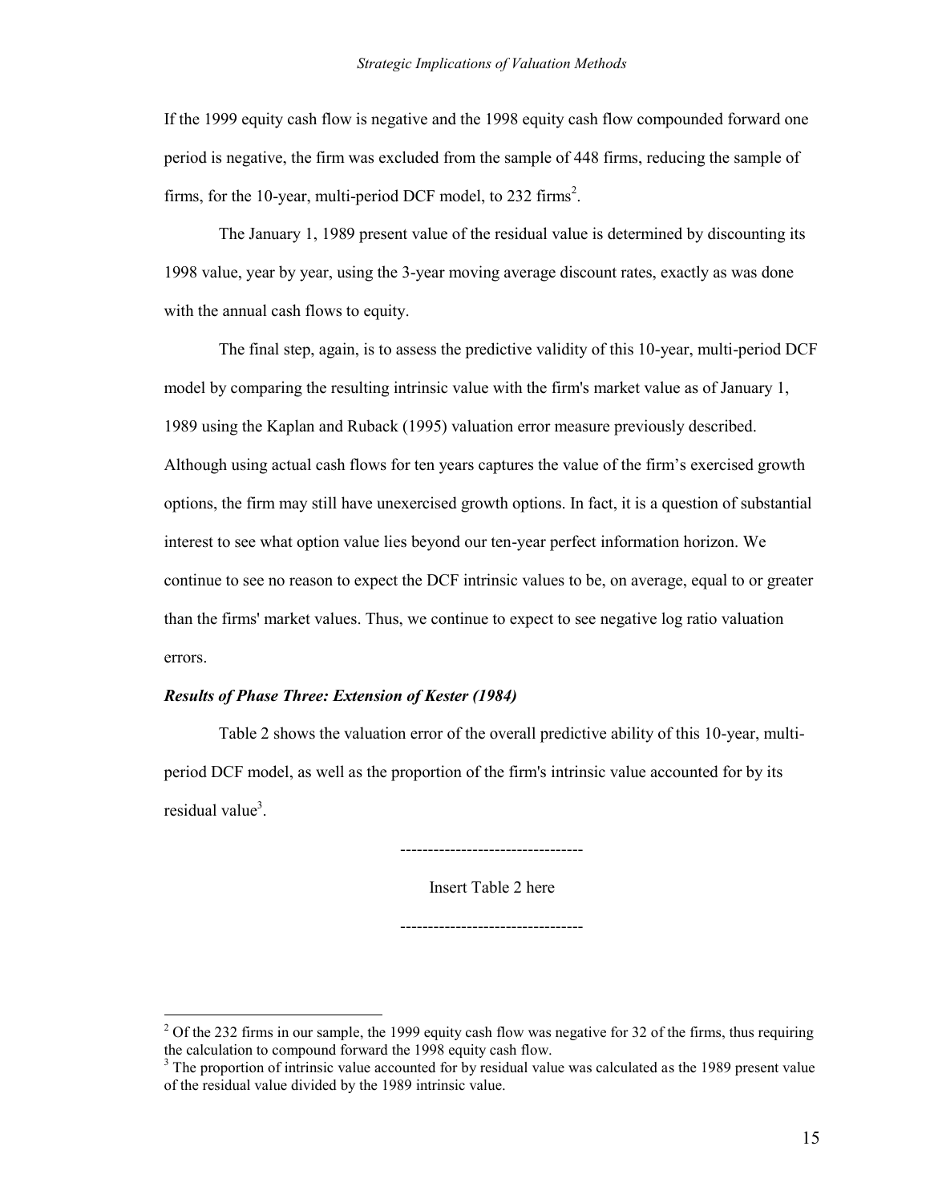If the 1999 equity cash flow is negative and the 1998 equity cash flow compounded forward one period is negative, the firm was excluded from the sample of 448 firms, reducing the sample of firms, for the 10-year, multi-period DCF model, to 232 firms[2].

The January 1, 1989 present value of the residual value is determined by discounting its 1998 value, year by year, using the 3-year moving average discount rates, exactly as was done with the annual cash flows to equity.

The final step, again, is to assess the predictive validity of this 10-year, multi-period DCF model by comparing the resulting intrinsic value with the firm's market value as of January 1, 1989 using the Kaplan and Ruback (1995) valuation error measure previously described. Although using actual cash flows for ten years captures the value of the firm's exercised growth options, the firm may still have unexercised growth options. In fact, it is a question of substantial interest to see what option value lies beyond our ten-year perfect information horizon. We continue to see no reason to expect the DCF intrinsic values to be, on average, equal to or greater than the firms' market values. Thus, we continue to expect to see negative log ratio valuation errors.

***Results of Phase Three: Extension of Kester (1984)***

Table 2 shows the valuation error of the overall predictive ability of this 10-year, multi-period DCF model, as well as the proportion of the firm's intrinsic value accounted for by its residual value[3].

---------------------------------

Insert Table 2 here

---------------------------------

[2] Of the 232 firms in our sample, the 1999 equity cash flow was negative for 32 of the firms, thus requiring the calculation to compound forward the 1998 equity cash flow.

[3] The proportion of intrinsic value accounted for by residual value was calculated as the 1989 present value of the residual value divided by the 1989 intrinsic value.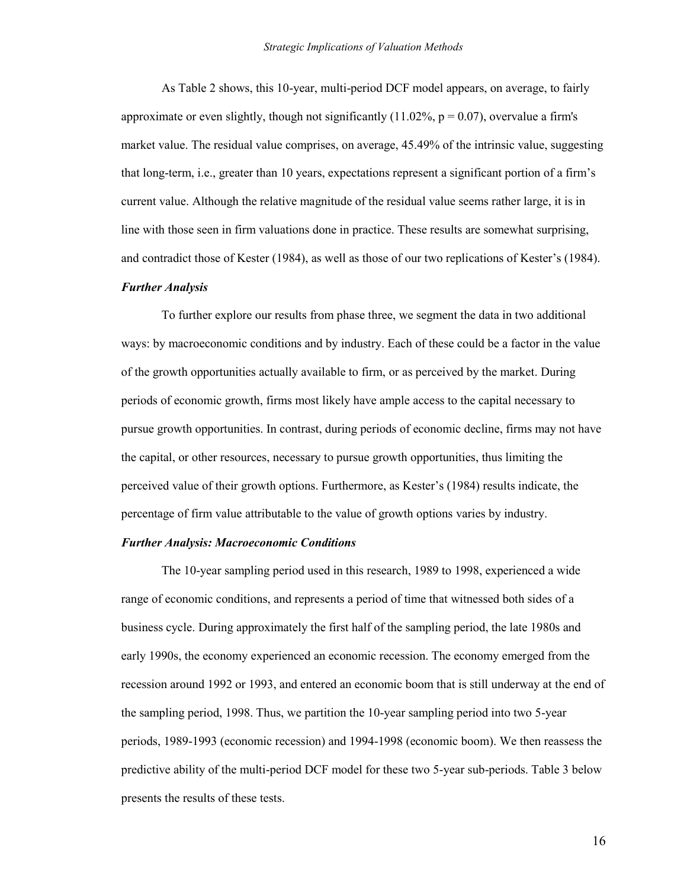As Table 2 shows, this 10-year, multi-period DCF model appears, on average, to fairly approximate or even slightly, though not significantly (11.02%, $p = 0.07$), overvalue a firm's market value. The residual value comprises, on average, 45.49% of the intrinsic value, suggesting that long-term, i.e., greater than 10 years, expectations represent a significant portion of a firm's current value. Although the relative magnitude of the residual value seems rather large, it is in line with those seen in firm valuations done in practice. These results are somewhat surprising, and contradict those of Kester (1984), as well as those of our two replications of Kester's (1984).

***Further Analysis***

To further explore our results from phase three, we segment the data in two additional ways: by macroeconomic conditions and by industry. Each of these could be a factor in the value of the growth opportunities actually available to firm, or as perceived by the market. During periods of economic growth, firms most likely have ample access to the capital necessary to pursue growth opportunities. In contrast, during periods of economic decline, firms may not have the capital, or other resources, necessary to pursue growth opportunities, thus limiting the perceived value of their growth options. Furthermore, as Kester's (1984) results indicate, the percentage of firm value attributable to the value of growth options varies by industry.

***Further Analysis: Macroeconomic Conditions***

The 10-year sampling period used in this research, 1989 to 1998, experienced a wide range of economic conditions, and represents a period of time that witnessed both sides of a business cycle. During approximately the first half of the sampling period, the late 1980s and early 1990s, the economy experienced an economic recession. The economy emerged from the recession around 1992 or 1993, and entered an economic boom that is still underway at the end of the sampling period, 1998. Thus, we partition the 10-year sampling period into two 5-year periods, 1989-1993 (economic recession) and 1994-1998 (economic boom). We then reassess the predictive ability of the multi-period DCF model for these two 5-year sub-periods. Table 3 below presents the results of these tests.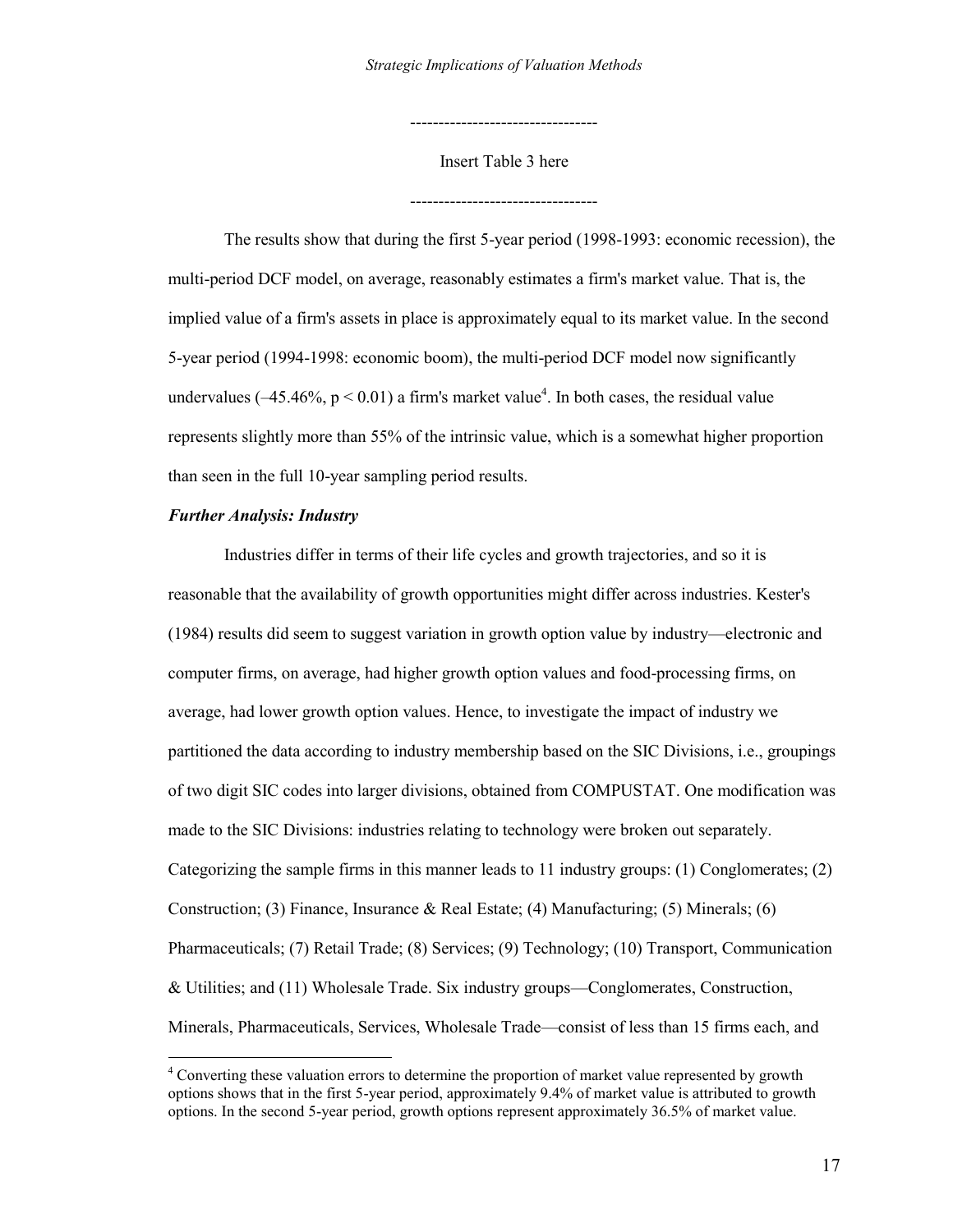---------------------------------

Insert Table 3 here

---------------------------------

The results show that during the first 5-year period (1998-1993: economic recession), the multi-period DCF model, on average, reasonably estimates a firm's market value. That is, the implied value of a firm's assets in place is approximately equal to its market value. In the second 5-year period (1994-1998: economic boom), the multi-period DCF model now significantly undervalues (–45.46%, $p < 0.01$) a firm's market value[4]. In both cases, the residual value represents slightly more than 55% of the intrinsic value, which is a somewhat higher proportion than seen in the full 10-year sampling period results.

***Further Analysis: Industry***

Industries differ in terms of their life cycles and growth trajectories, and so it is reasonable that the availability of growth opportunities might differ across industries. Kester's (1984) results did seem to suggest variation in growth option value by industry—electronic and computer firms, on average, had higher growth option values and food-processing firms, on average, had lower growth option values. Hence, to investigate the impact of industry we partitioned the data according to industry membership based on the SIC Divisions, i.e., groupings of two digit SIC codes into larger divisions, obtained from COMPUSTAT. One modification was made to the SIC Divisions: industries relating to technology were broken out separately. Categorizing the sample firms in this manner leads to 11 industry groups: (1) Conglomerates; (2) Construction; (3) Finance, Insurance & Real Estate; (4) Manufacturing; (5) Minerals; (6) Pharmaceuticals; (7) Retail Trade; (8) Services; (9) Technology; (10) Transport, Communication & Utilities; and (11) Wholesale Trade. Six industry groups—Conglomerates, Construction, Minerals, Pharmaceuticals, Services, Wholesale Trade—consist of less than 15 firms each, and

[4] Converting these valuation errors to determine the proportion of market value represented by growth options shows that in the first 5-year period, approximately 9.4% of market value is attributed to growth options. In the second 5-year period, growth options represent approximately 36.5% of market value.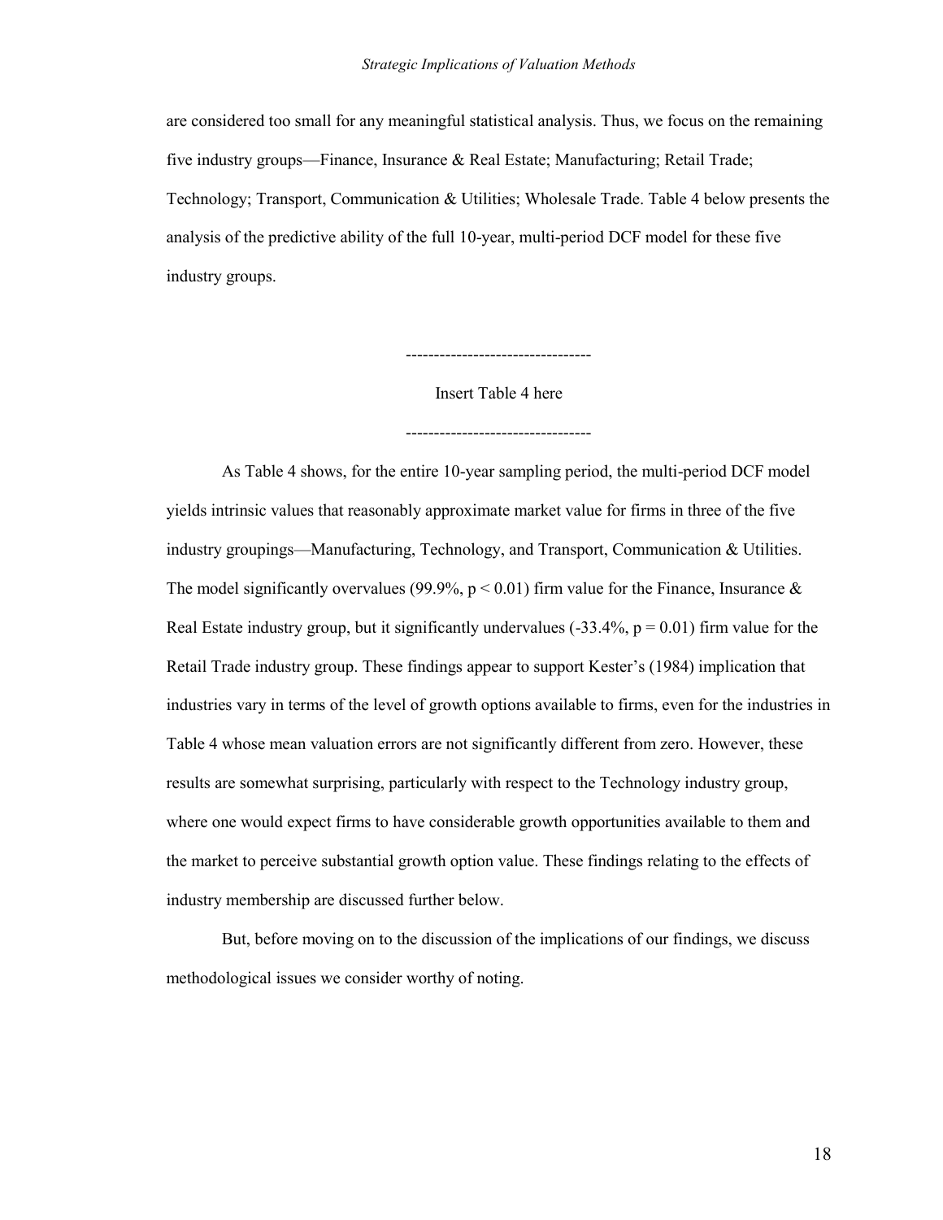are considered too small for any meaningful statistical analysis. Thus, we focus on the remaining five industry groups—Finance, Insurance & Real Estate; Manufacturing; Retail Trade; Technology; Transport, Communication & Utilities; Wholesale Trade. Table 4 below presents the analysis of the predictive ability of the full 10-year, multi-period DCF model for these five industry groups.

---------------------------------

Insert Table 4 here

---------------------------------

As Table 4 shows, for the entire 10-year sampling period, the multi-period DCF model yields intrinsic values that reasonably approximate market value for firms in three of the five industry groupings—Manufacturing, Technology, and Transport, Communication & Utilities. The model significantly overvalues (99.9%, $p < 0.01$) firm value for the Finance, Insurance & Real Estate industry group, but it significantly undervalues (-33.4%, $p = 0.01$) firm value for the Retail Trade industry group. These findings appear to support Kester's (1984) implication that industries vary in terms of the level of growth options available to firms, even for the industries in Table 4 whose mean valuation errors are not significantly different from zero. However, these results are somewhat surprising, particularly with respect to the Technology industry group, where one would expect firms to have considerable growth opportunities available to them and the market to perceive substantial growth option value. These findings relating to the effects of industry membership are discussed further below.

But, before moving on to the discussion of the implications of our findings, we discuss methodological issues we consider worthy of noting.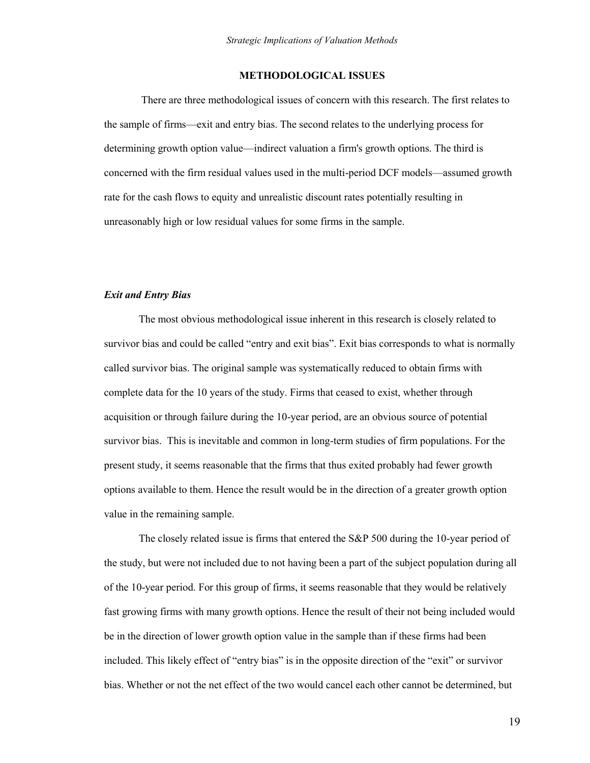## METHODOLOGICAL ISSUES

There are three methodological issues of concern with this research. The first relates to the sample of firms—exit and entry bias. The second relates to the underlying process for determining growth option value—indirect valuation a firm's growth options. The third is concerned with the firm residual values used in the multi-period DCF models—assumed growth rate for the cash flows to equity and unrealistic discount rates potentially resulting in unreasonably high or low residual values for some firms in the sample.

### *Exit and Entry Bias*

The most obvious methodological issue inherent in this research is closely related to survivor bias and could be called "entry and exit bias". Exit bias corresponds to what is normally called survivor bias. The original sample was systematically reduced to obtain firms with complete data for the 10 years of the study. Firms that ceased to exist, whether through acquisition or through failure during the 10-year period, are an obvious source of potential survivor bias. This is inevitable and common in long-term studies of firm populations. For the present study, it seems reasonable that the firms that thus exited probably had fewer growth options available to them. Hence the result would be in the direction of a greater growth option value in the remaining sample.

The closely related issue is firms that entered the S&P 500 during the 10-year period of the study, but were not included due to not having been a part of the subject population during all of the 10-year period. For this group of firms, it seems reasonable that they would be relatively fast growing firms with many growth options. Hence the result of their not being included would be in the direction of lower growth option value in the sample than if these firms had been included. This likely effect of "entry bias" is in the opposite direction of the "exit" or survivor bias. Whether or not the net effect of the two would cancel each other cannot be determined, but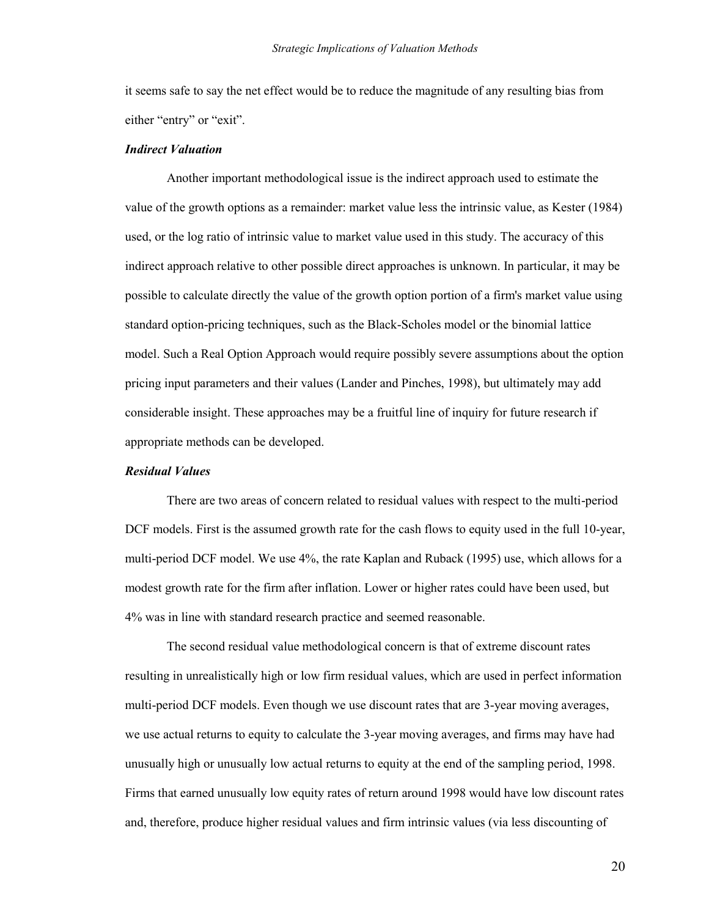it seems safe to say the net effect would be to reduce the magnitude of any resulting bias from either "entry" or "exit".

***Indirect Valuation***

Another important methodological issue is the indirect approach used to estimate the value of the growth options as a remainder: market value less the intrinsic value, as Kester (1984) used, or the log ratio of intrinsic value to market value used in this study. The accuracy of this indirect approach relative to other possible direct approaches is unknown. In particular, it may be possible to calculate directly the value of the growth option portion of a firm's market value using standard option-pricing techniques, such as the Black-Scholes model or the binomial lattice model. Such a Real Option Approach would require possibly severe assumptions about the option pricing input parameters and their values (Lander and Pinches, 1998), but ultimately may add considerable insight. These approaches may be a fruitful line of inquiry for future research if appropriate methods can be developed.

***Residual Values***

There are two areas of concern related to residual values with respect to the multi-period DCF models. First is the assumed growth rate for the cash flows to equity used in the full 10-year, multi-period DCF model. We use 4%, the rate Kaplan and Ruback (1995) use, which allows for a modest growth rate for the firm after inflation. Lower or higher rates could have been used, but 4% was in line with standard research practice and seemed reasonable.

The second residual value methodological concern is that of extreme discount rates resulting in unrealistically high or low firm residual values, which are used in perfect information multi-period DCF models. Even though we use discount rates that are 3-year moving averages, we use actual returns to equity to calculate the 3-year moving averages, and firms may have had unusually high or unusually low actual returns to equity at the end of the sampling period, 1998. Firms that earned unusually low equity rates of return around 1998 would have low discount rates and, therefore, produce higher residual values and firm intrinsic values (via less discounting of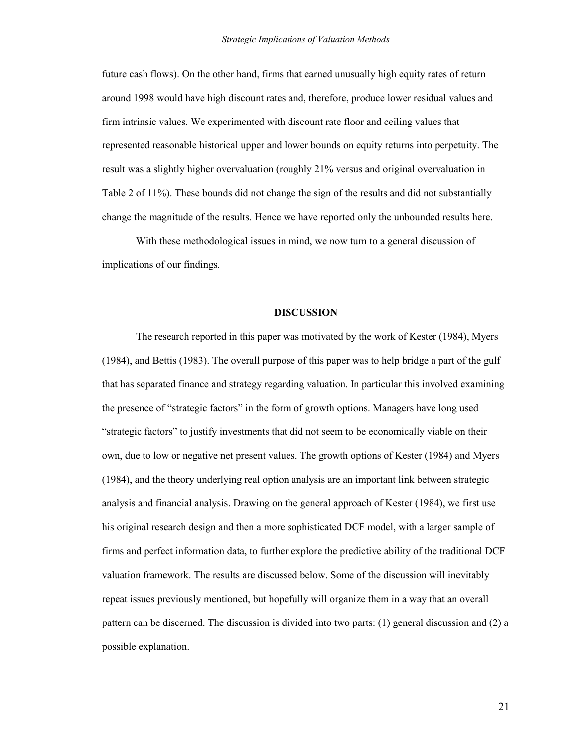future cash flows). On the other hand, firms that earned unusually high equity rates of return around 1998 would have high discount rates and, therefore, produce lower residual values and firm intrinsic values. We experimented with discount rate floor and ceiling values that represented reasonable historical upper and lower bounds on equity returns into perpetuity. The result was a slightly higher overvaluation (roughly 21% versus and original overvaluation in Table 2 of 11%). These bounds did not change the sign of the results and did not substantially change the magnitude of the results. Hence we have reported only the unbounded results here.

With these methodological issues in mind, we now turn to a general discussion of implications of our findings.

## DISCUSSION

The research reported in this paper was motivated by the work of Kester (1984), Myers (1984), and Bettis (1983). The overall purpose of this paper was to help bridge a part of the gulf that has separated finance and strategy regarding valuation. In particular this involved examining the presence of "strategic factors" in the form of growth options. Managers have long used "strategic factors" to justify investments that did not seem to be economically viable on their own, due to low or negative net present values. The growth options of Kester (1984) and Myers (1984), and the theory underlying real option analysis are an important link between strategic analysis and financial analysis. Drawing on the general approach of Kester (1984), we first use his original research design and then a more sophisticated DCF model, with a larger sample of firms and perfect information data, to further explore the predictive ability of the traditional DCF valuation framework. The results are discussed below. Some of the discussion will inevitably repeat issues previously mentioned, but hopefully will organize them in a way that an overall pattern can be discerned. The discussion is divided into two parts: (1) general discussion and (2) a possible explanation.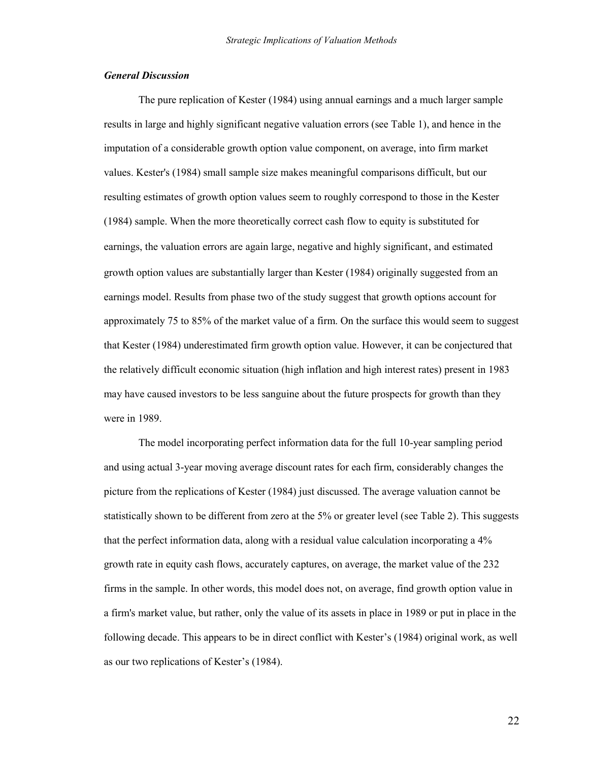### *General Discussion*

The pure replication of Kester (1984) using annual earnings and a much larger sample results in large and highly significant negative valuation errors (see Table 1), and hence in the imputation of a considerable growth option value component, on average, into firm market values. Kester's (1984) small sample size makes meaningful comparisons difficult, but our resulting estimates of growth option values seem to roughly correspond to those in the Kester (1984) sample. When the more theoretically correct cash flow to equity is substituted for earnings, the valuation errors are again large, negative and highly significant, and estimated growth option values are substantially larger than Kester (1984) originally suggested from an earnings model. Results from phase two of the study suggest that growth options account for approximately 75 to 85% of the market value of a firm. On the surface this would seem to suggest that Kester (1984) underestimated firm growth option value. However, it can be conjectured that the relatively difficult economic situation (high inflation and high interest rates) present in 1983 may have caused investors to be less sanguine about the future prospects for growth than they were in 1989.

The model incorporating perfect information data for the full 10-year sampling period and using actual 3-year moving average discount rates for each firm, considerably changes the picture from the replications of Kester (1984) just discussed. The average valuation cannot be statistically shown to be different from zero at the 5% or greater level (see Table 2). This suggests that the perfect information data, along with a residual value calculation incorporating a 4% growth rate in equity cash flows, accurately captures, on average, the market value of the 232 firms in the sample. In other words, this model does not, on average, find growth option value in a firm's market value, but rather, only the value of its assets in place in 1989 or put in place in the following decade. This appears to be in direct conflict with Kester's (1984) original work, as well as our two replications of Kester's (1984).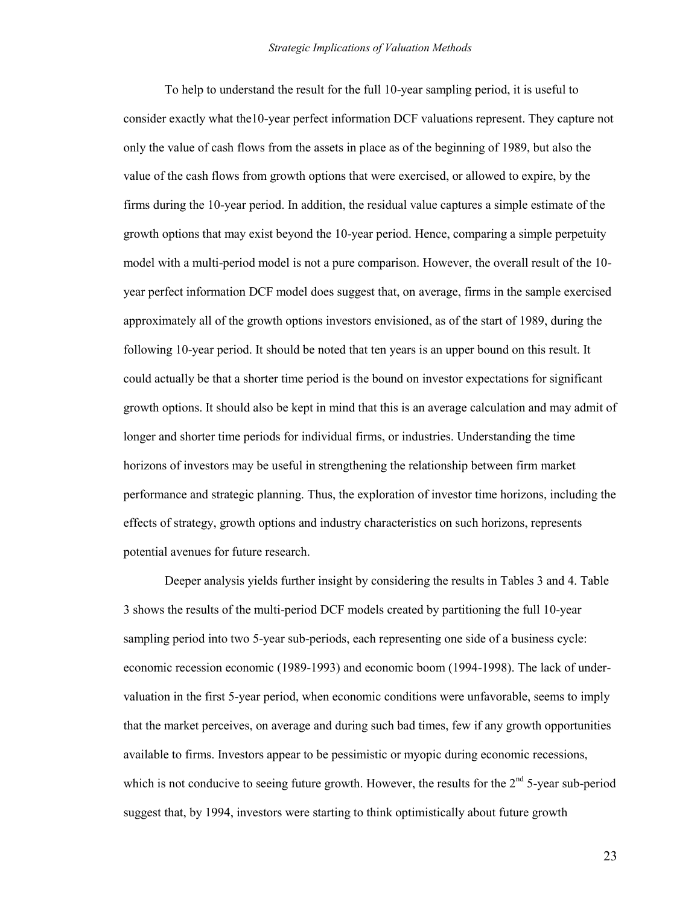To help to understand the result for the full 10-year sampling period, it is useful to consider exactly what the10-year perfect information DCF valuations represent. They capture not only the value of cash flows from the assets in place as of the beginning of 1989, but also the value of the cash flows from growth options that were exercised, or allowed to expire, by the firms during the 10-year period. In addition, the residual value captures a simple estimate of the growth options that may exist beyond the 10-year period. Hence, comparing a simple perpetuity model with a multi-period model is not a pure comparison. However, the overall result of the 10-year perfect information DCF model does suggest that, on average, firms in the sample exercised approximately all of the growth options investors envisioned, as of the start of 1989, during the following 10-year period. It should be noted that ten years is an upper bound on this result. It could actually be that a shorter time period is the bound on investor expectations for significant growth options. It should also be kept in mind that this is an average calculation and may admit of longer and shorter time periods for individual firms, or industries. Understanding the time horizons of investors may be useful in strengthening the relationship between firm market performance and strategic planning. Thus, the exploration of investor time horizons, including the effects of strategy, growth options and industry characteristics on such horizons, represents potential avenues for future research.

Deeper analysis yields further insight by considering the results in Tables 3 and 4. Table 3 shows the results of the multi-period DCF models created by partitioning the full 10-year sampling period into two 5-year sub-periods, each representing one side of a business cycle: economic recession economic (1989-1993) and economic boom (1994-1998). The lack of under-valuation in the first 5-year period, when economic conditions were unfavorable, seems to imply that the market perceives, on average and during such bad times, few if any growth opportunities available to firms. Investors appear to be pessimistic or myopic during economic recessions, which is not conducive to seeing future growth. However, the results for the 2nd 5-year sub-period suggest that, by 1994, investors were starting to think optimistically about future growth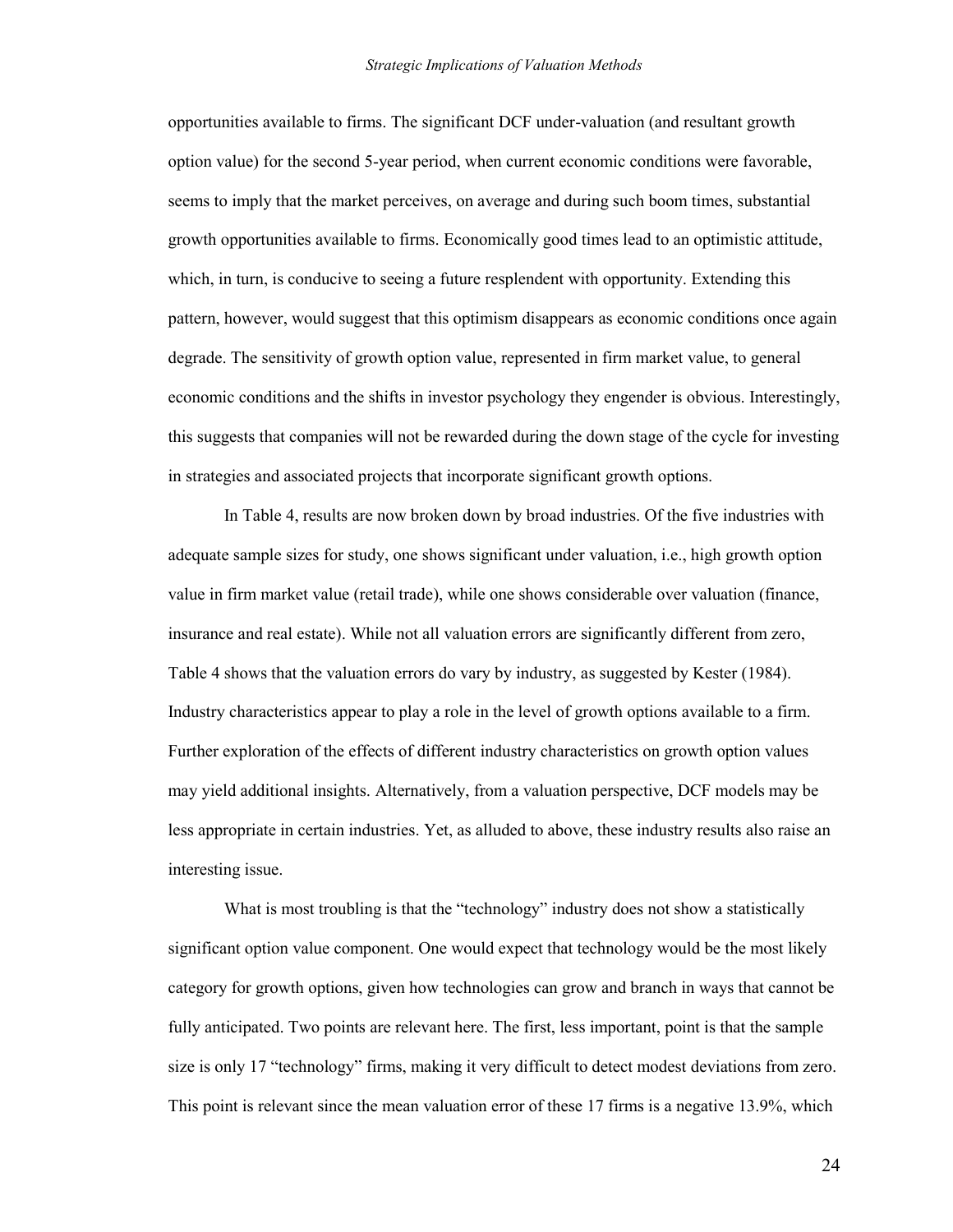opportunities available to firms. The significant DCF under-valuation (and resultant growth option value) for the second 5-year period, when current economic conditions were favorable, seems to imply that the market perceives, on average and during such boom times, substantial growth opportunities available to firms. Economically good times lead to an optimistic attitude, which, in turn, is conducive to seeing a future resplendent with opportunity. Extending this pattern, however, would suggest that this optimism disappears as economic conditions once again degrade. The sensitivity of growth option value, represented in firm market value, to general economic conditions and the shifts in investor psychology they engender is obvious. Interestingly, this suggests that companies will not be rewarded during the down stage of the cycle for investing in strategies and associated projects that incorporate significant growth options.

In Table 4, results are now broken down by broad industries. Of the five industries with adequate sample sizes for study, one shows significant under valuation, i.e., high growth option value in firm market value (retail trade), while one shows considerable over valuation (finance, insurance and real estate). While not all valuation errors are significantly different from zero, Table 4 shows that the valuation errors do vary by industry, as suggested by Kester (1984). Industry characteristics appear to play a role in the level of growth options available to a firm. Further exploration of the effects of different industry characteristics on growth option values may yield additional insights. Alternatively, from a valuation perspective, DCF models may be less appropriate in certain industries. Yet, as alluded to above, these industry results also raise an interesting issue.

What is most troubling is that the "technology" industry does not show a statistically significant option value component. One would expect that technology would be the most likely category for growth options, given how technologies can grow and branch in ways that cannot be fully anticipated. Two points are relevant here. The first, less important, point is that the sample size is only 17 "technology" firms, making it very difficult to detect modest deviations from zero. This point is relevant since the mean valuation error of these 17 firms is a negative 13.9%, which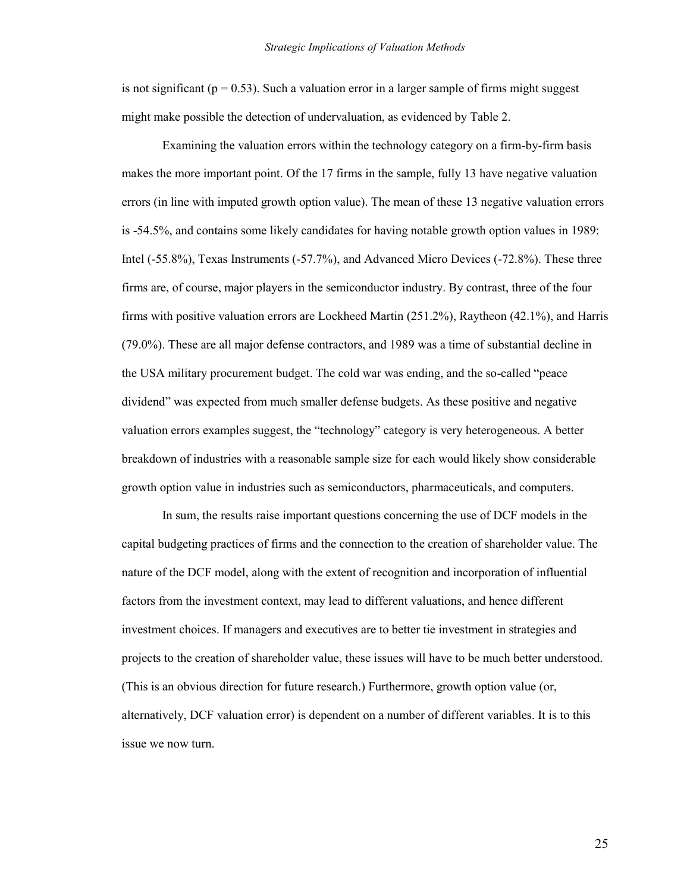is not significant ($p = 0.53$). Such a valuation error in a larger sample of firms might suggest might make possible the detection of undervaluation, as evidenced by Table 2.

Examining the valuation errors within the technology category on a firm-by-firm basis makes the more important point. Of the 17 firms in the sample, fully 13 have negative valuation errors (in line with imputed growth option value). The mean of these 13 negative valuation errors is -54.5%, and contains some likely candidates for having notable growth option values in 1989: Intel (-55.8%), Texas Instruments (-57.7%), and Advanced Micro Devices (-72.8%). These three firms are, of course, major players in the semiconductor industry. By contrast, three of the four firms with positive valuation errors are Lockheed Martin (251.2%), Raytheon (42.1%), and Harris (79.0%). These are all major defense contractors, and 1989 was a time of substantial decline in the USA military procurement budget. The cold war was ending, and the so-called "peace dividend" was expected from much smaller defense budgets. As these positive and negative valuation errors examples suggest, the "technology" category is very heterogeneous. A better breakdown of industries with a reasonable sample size for each would likely show considerable growth option value in industries such as semiconductors, pharmaceuticals, and computers.

In sum, the results raise important questions concerning the use of DCF models in the capital budgeting practices of firms and the connection to the creation of shareholder value. The nature of the DCF model, along with the extent of recognition and incorporation of influential factors from the investment context, may lead to different valuations, and hence different investment choices. If managers and executives are to better tie investment in strategies and projects to the creation of shareholder value, these issues will have to be much better understood. (This is an obvious direction for future research.) Furthermore, growth option value (or, alternatively, DCF valuation error) is dependent on a number of different variables. It is to this issue we now turn.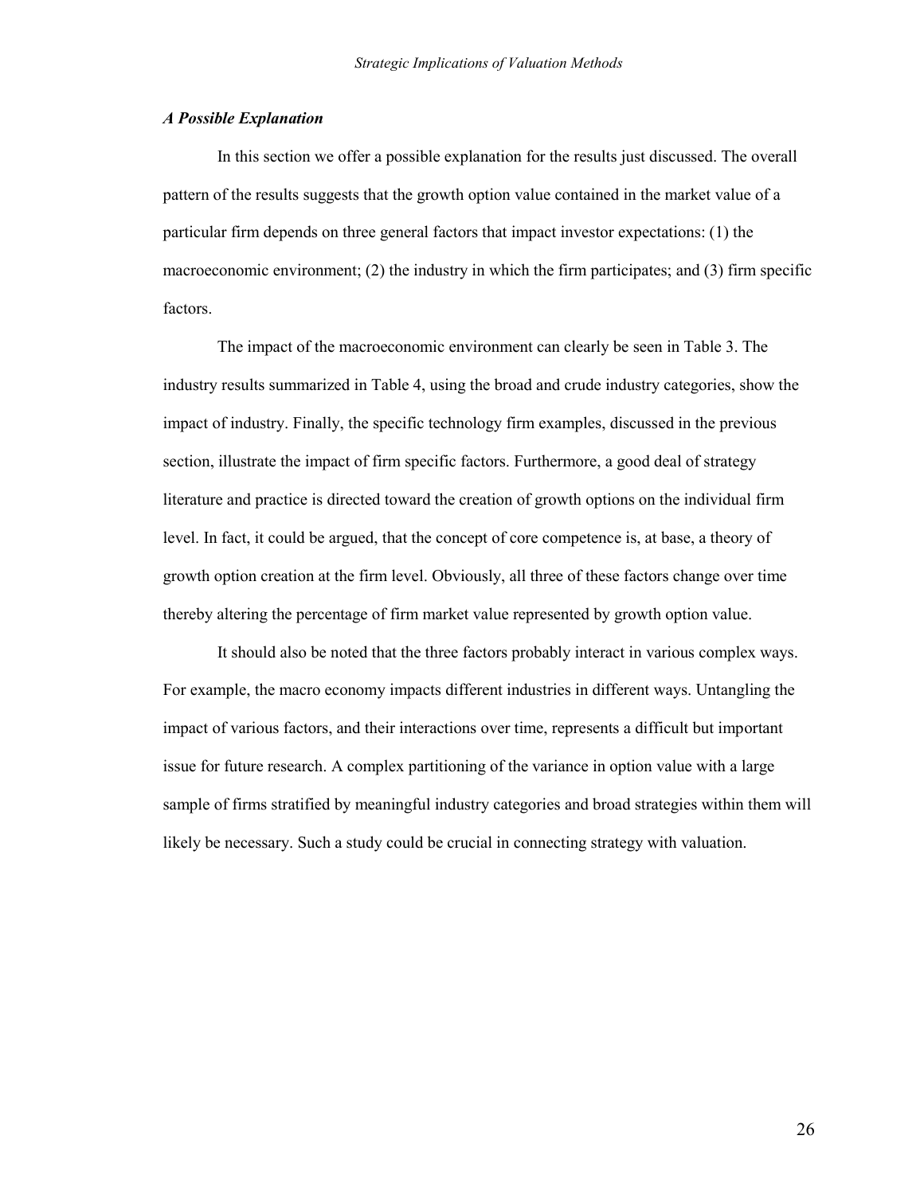### *A Possible Explanation*

In this section we offer a possible explanation for the results just discussed. The overall pattern of the results suggests that the growth option value contained in the market value of a particular firm depends on three general factors that impact investor expectations: (1) the macroeconomic environment; (2) the industry in which the firm participates; and (3) firm specific factors.

The impact of the macroeconomic environment can clearly be seen in Table 3. The industry results summarized in Table 4, using the broad and crude industry categories, show the impact of industry. Finally, the specific technology firm examples, discussed in the previous section, illustrate the impact of firm specific factors. Furthermore, a good deal of strategy literature and practice is directed toward the creation of growth options on the individual firm level. In fact, it could be argued, that the concept of core competence is, at base, a theory of growth option creation at the firm level. Obviously, all three of these factors change over time thereby altering the percentage of firm market value represented by growth option value.

It should also be noted that the three factors probably interact in various complex ways. For example, the macro economy impacts different industries in different ways. Untangling the impact of various factors, and their interactions over time, represents a difficult but important issue for future research. A complex partitioning of the variance in option value with a large sample of firms stratified by meaningful industry categories and broad strategies within them will likely be necessary. Such a study could be crucial in connecting strategy with valuation.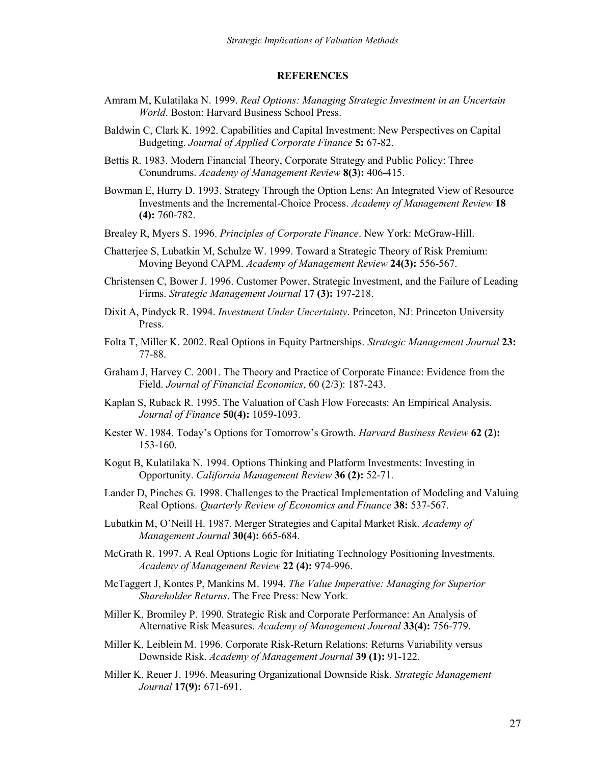## REFERENCES

Amram M, Kulatilaka N. 1999. *Real Options: Managing Strategic Investment in an Uncertain World*. Boston: Harvard Business School Press.

Baldwin C, Clark K. 1992. Capabilities and Capital Investment: New Perspectives on Capital Budgeting. *Journal of Applied Corporate Finance* **5:** 67-82.

Bettis R. 1983. Modern Financial Theory, Corporate Strategy and Public Policy: Three Conundrums. *Academy of Management Review* **8(3):** 406-415.

Bowman E, Hurry D. 1993. Strategy Through the Option Lens: An Integrated View of Resource Investments and the Incremental-Choice Process. *Academy of Management Review* **18 (4):** 760-782.

Brealey R, Myers S. 1996. *Principles of Corporate Finance*. New York: McGraw-Hill.

Chatterjee S, Lubatkin M, Schulze W. 1999. Toward a Strategic Theory of Risk Premium: Moving Beyond CAPM. *Academy of Management Review* **24(3):** 556-567.

Christensen C, Bower J. 1996. Customer Power, Strategic Investment, and the Failure of Leading Firms. *Strategic Management Journal* **17 (3):** 197-218.

Dixit A, Pindyck R. 1994. *Investment Under Uncertainty*. Princeton, NJ: Princeton University Press.

Folta T, Miller K. 2002. Real Options in Equity Partnerships. *Strategic Management Journal* **23:** 77-88.

Graham J, Harvey C. 2001. The Theory and Practice of Corporate Finance: Evidence from the Field. *Journal of Financial Economics*, 60 (2/3): 187-243.

Kaplan S, Ruback R. 1995. The Valuation of Cash Flow Forecasts: An Empirical Analysis. *Journal of Finance* **50(4):** 1059-1093.

Kester W. 1984. Today's Options for Tomorrow's Growth. *Harvard Business Review* **62 (2):** 153-160.

Kogut B, Kulatilaka N. 1994. Options Thinking and Platform Investments: Investing in Opportunity. *California Management Review* **36 (2):** 52-71.

Lander D, Pinches G. 1998. Challenges to the Practical Implementation of Modeling and Valuing Real Options. *Quarterly Review of Economics and Finance* **38:** 537-567.

Lubatkin M, O'Neill H. 1987. Merger Strategies and Capital Market Risk. *Academy of Management Journal* **30(4):** 665-684.

McGrath R. 1997. A Real Options Logic for Initiating Technology Positioning Investments. *Academy of Management Review* **22 (4):** 974-996.

McTaggert J, Kontes P, Mankins M. 1994. *The Value Imperative: Managing for Superior Shareholder Returns*. The Free Press: New York.

Miller K, Bromiley P. 1990. Strategic Risk and Corporate Performance: An Analysis of Alternative Risk Measures. *Academy of Management Journal* **33(4):** 756-779.

Miller K, Leiblein M. 1996. Corporate Risk-Return Relations: Returns Variability versus Downside Risk. *Academy of Management Journal* **39 (1):** 91-122.

Miller K, Reuer J. 1996. Measuring Organizational Downside Risk. *Strategic Management Journal* **17(9):** 671-691.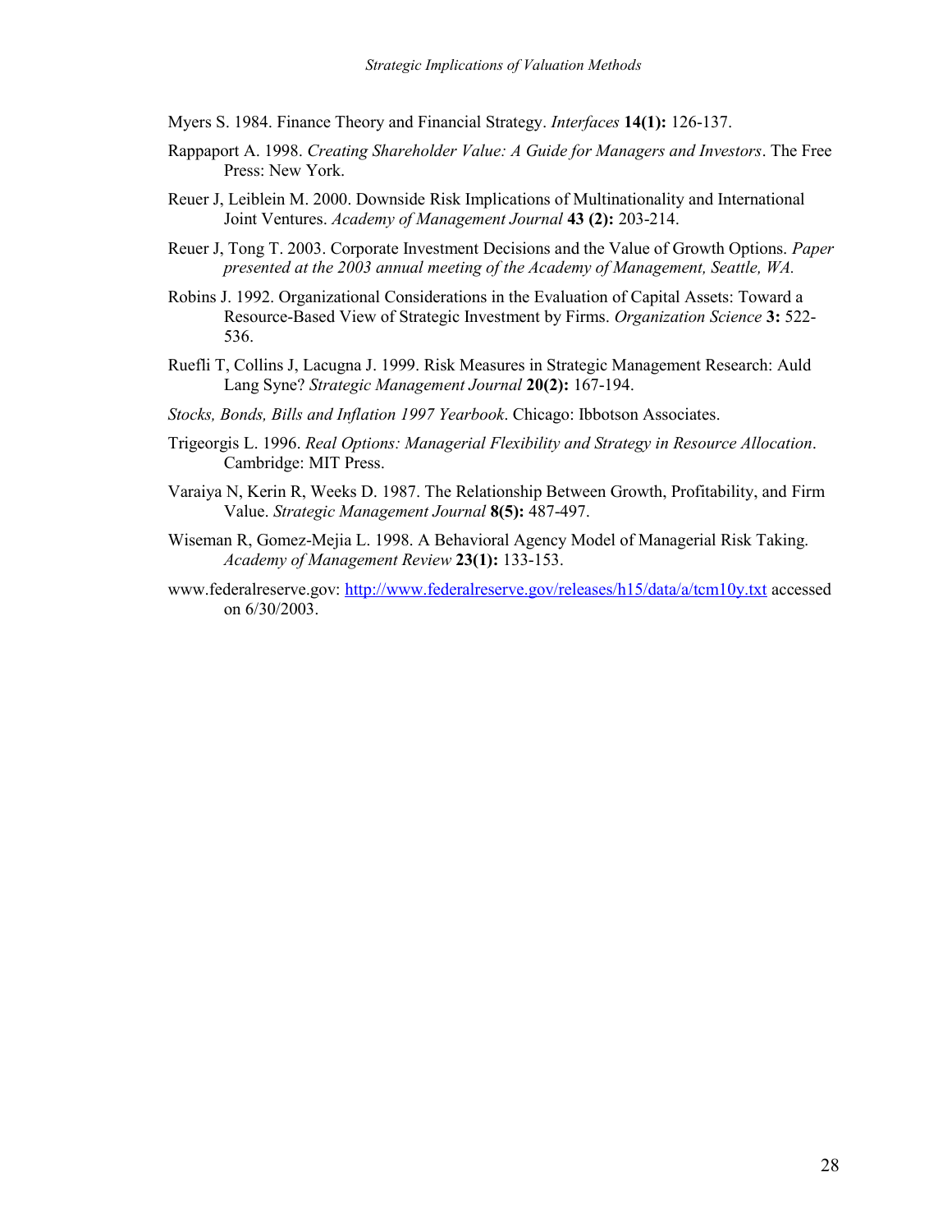Myers S. 1984. Finance Theory and Financial Strategy. *Interfaces* **14(1):** 126-137.

Rappaport A. 1998. *Creating Shareholder Value: A Guide for Managers and Investors*. The Free Press: New York.

Reuer J, Leiblein M. 2000. Downside Risk Implications of Multinationality and International Joint Ventures. *Academy of Management Journal* **43 (2):** 203-214.

Reuer J, Tong T. 2003. Corporate Investment Decisions and the Value of Growth Options. *Paper presented at the 2003 annual meeting of the Academy of Management, Seattle, WA.*

Robins J. 1992. Organizational Considerations in the Evaluation of Capital Assets: Toward a Resource-Based View of Strategic Investment by Firms. *Organization Science* **3:** 522-536.

Ruefli T, Collins J, Lacugna J. 1999. Risk Measures in Strategic Management Research: Auld Lang Syne? *Strategic Management Journal* **20(2):** 167-194.

*Stocks, Bonds, Bills and Inflation 1997 Yearbook*. Chicago: Ibbotson Associates.

Trigeorgis L. 1996. *Real Options: Managerial Flexibility and Strategy in Resource Allocation*. Cambridge: MIT Press.

Varaiya N, Kerin R, Weeks D. 1987. The Relationship Between Growth, Profitability, and Firm Value. *Strategic Management Journal* **8(5):** 487-497.

Wiseman R, Gomez-Mejia L. 1998. A Behavioral Agency Model of Managerial Risk Taking. *Academy of Management Review* **23(1):** 133-153.

www.federalreserve.gov: http://www.federalreserve.gov/releases/h15/data/a/tcm10y.txt accessed on 6/30/2003.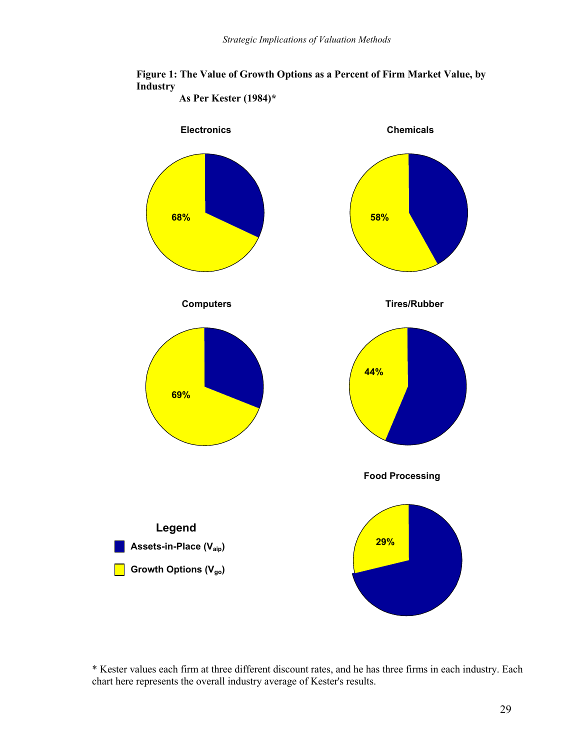**Figure 1: The Value of Growth Options as a Percent of Firm Market Value, by Industry**
**As Per Kester (1984)***

**Electronics**

68%

**Chemicals**

58%

**Computers**

69%

**Tires/Rubber**

44%

**Food Processing**

29%

**Legend**

Assets-in-Place ($V_{aip}$)

Growth Options ($V_{go}$)

* Kester values each firm at three different discount rates, and he has three firms in each industry. Each chart here represents the overall industry average of Kester's results.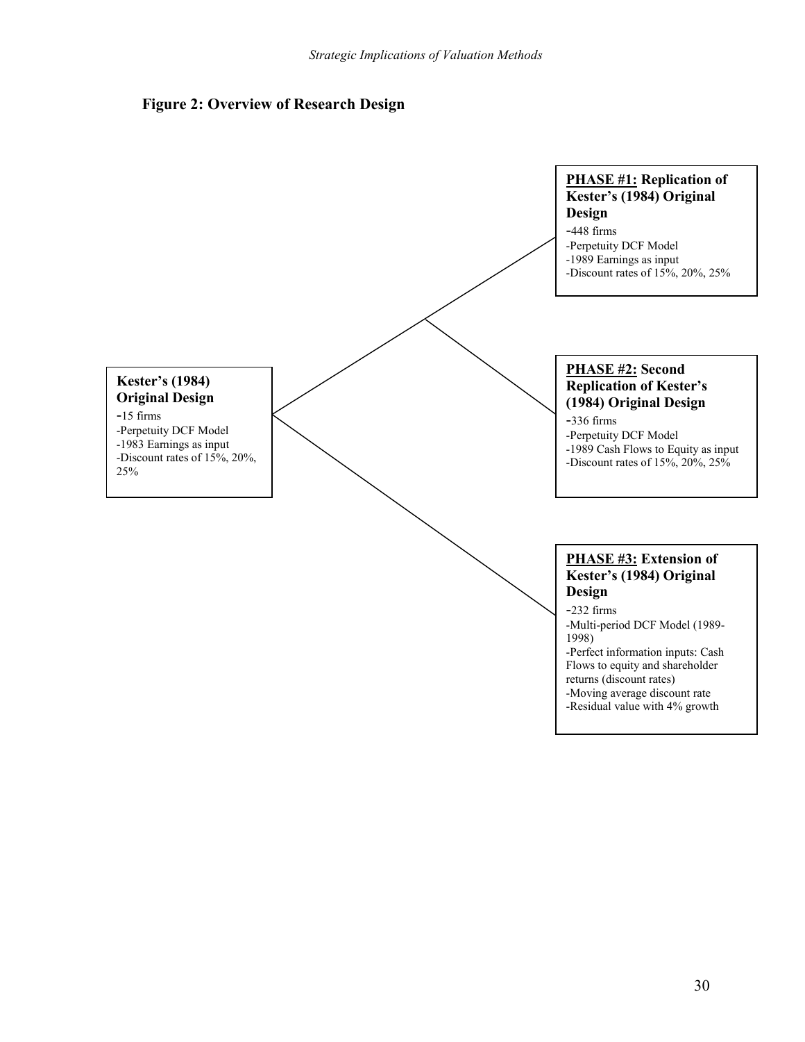**Figure 2: Overview of Research Design**

**Kester's (1984) Original Design**

- 15 firms
- Perpetuity DCF Model
- 1983 Earnings as input
- Discount rates of 15%, 20%, 25%

**<u>PHASE #1:</u> Replication of Kester's (1984) Original Design**

- 448 firms
- Perpetuity DCF Model
- 1989 Earnings as input
- Discount rates of 15%, 20%, 25%

**<u>PHASE #2:</u> Second Replication of Kester's (1984) Original Design**

- 336 firms
- Perpetuity DCF Model
- 1989 Cash Flows to Equity as input
- Discount rates of 15%, 20%, 25%

**<u>PHASE #3:</u> Extension of Kester's (1984) Original Design**

- 232 firms
- Multi-period DCF Model (1989-1998)
- Perfect information inputs: Cash Flows to equity and shareholder returns (discount rates)
- Moving average discount rate
- Residual value with 4% growth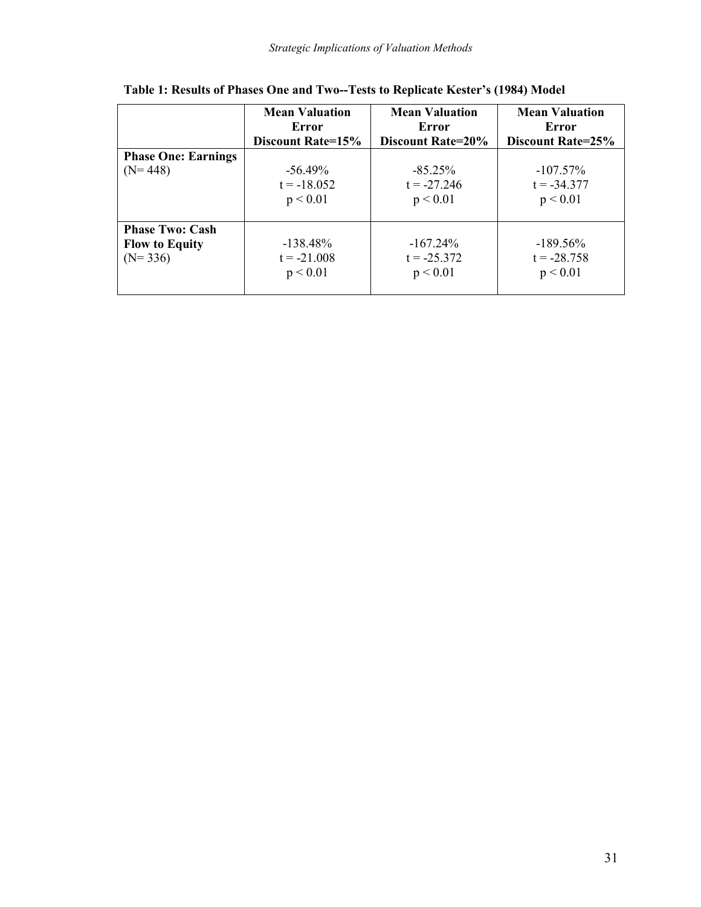**Table 1: Results of Phases One and Two--Tests to Replicate Kester's (1984) Model**

| | Mean Valuation Error Discount Rate=15% | Mean Valuation Error Discount Rate=20% | Mean Valuation Error Discount Rate=25% |
|---|---|---|---|
| **Phase One: Earnings** (N= 448) | -56.49% $t = -18.052$ $p < 0.01$ | -85.25% $t = -27.246$ $p < 0.01$ | -107.57% $t = -34.377$ $p < 0.01$ |
| **Phase Two: Cash Flow to Equity** (N= 336) | -138.48% $t = -21.008$ $p < 0.01$ | -167.24% $t = -25.372$ $p < 0.01$ | -189.56% $t = -28.758$ $p < 0.01$ |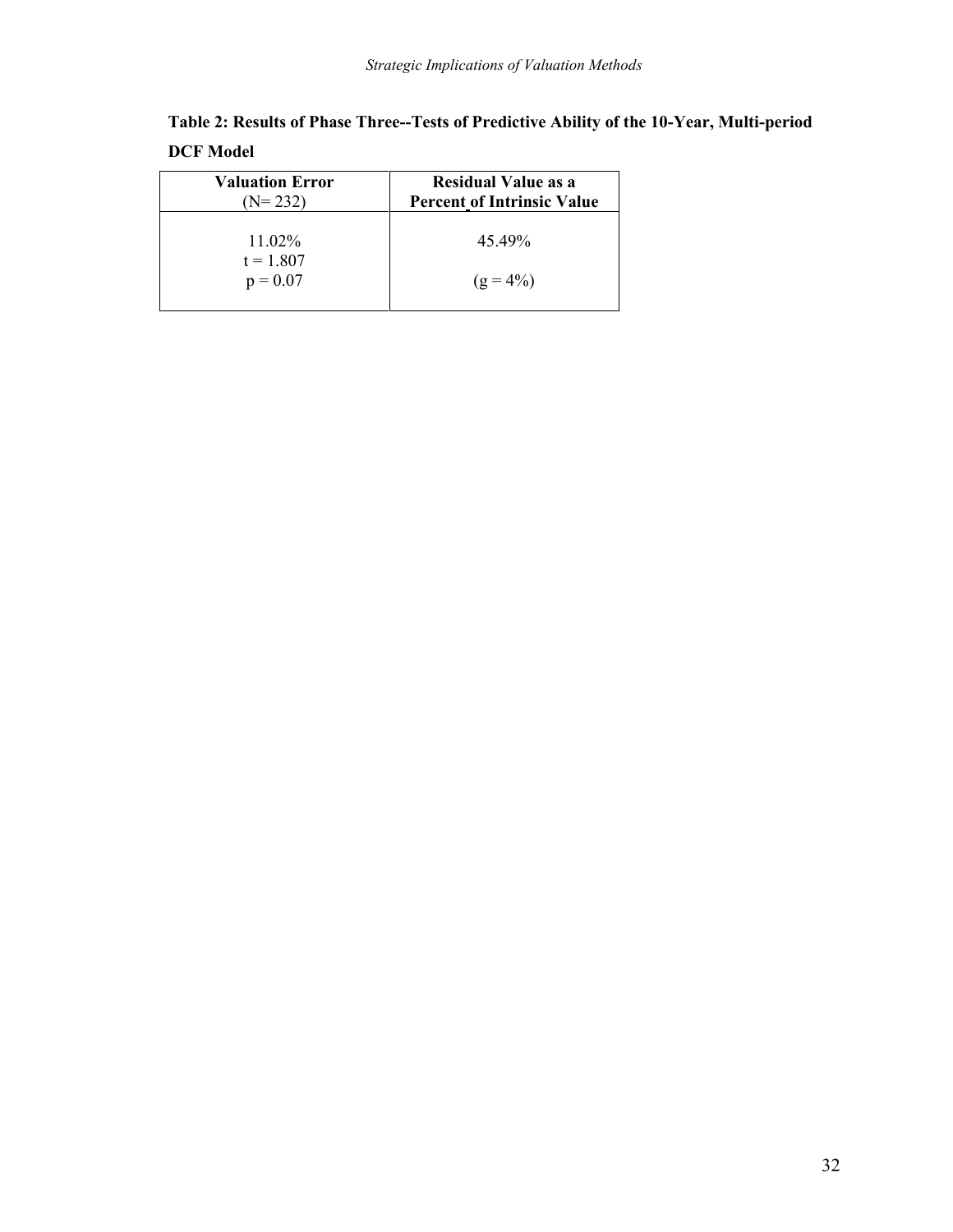**Table 2: Results of Phase Three--Tests of Predictive Ability of the 10-Year, Multi-period DCF Model**

| **Valuation Error** (N= 232) | **Residual Value as a Percent of Intrinsic Value** |
|---|---|
| 11.02%<br>$t = 1.807$<br>$p = 0.07$ | 45.49%<br><br>($g = 4\%$) |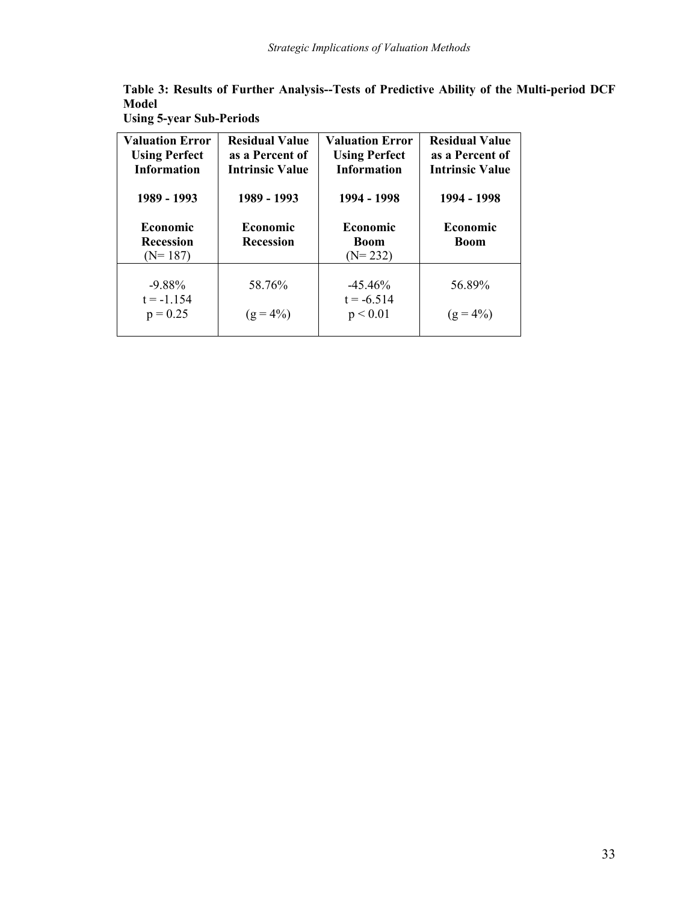**Table 3: Results of Further Analysis--Tests of Predictive Ability of the Multi-period DCF Model**
**Using 5-year Sub-Periods**

| **Valuation Error Using Perfect Information**<br><br>**1989 - 1993**<br><br>**Economic Recession**<br>(N= 187) | **Residual Value as a Percent of Intrinsic Value**<br><br>**1989 - 1993**<br><br>**Economic Recession** | **Valuation Error Using Perfect Information**<br><br>**1994 - 1998**<br><br>**Economic Boom**<br>(N= 232) | **Residual Value as a Percent of Intrinsic Value**<br><br>**1994 - 1998**<br><br>**Economic Boom** |
|---|---|---|---|
| -9.88%<br>$t = -1.154$<br>$p = 0.25$ | 58.76%<br><br>($g = 4\%$) | -45.46%<br>$t = -6.514$<br>$p < 0.01$ | 56.89%<br><br>($g = 4\%$) |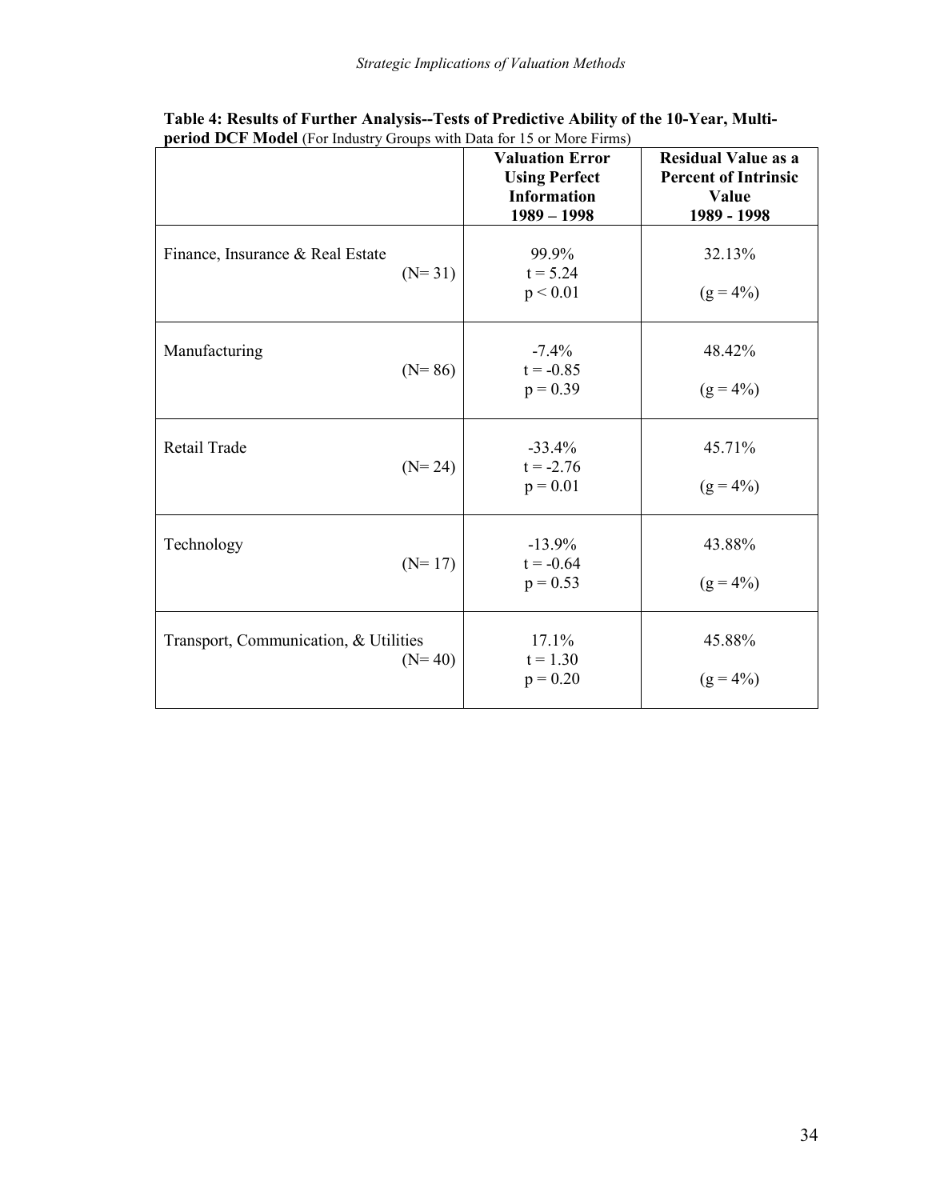**Table 4: Results of Further Analysis--Tests of Predictive Ability of the 10-Year, Multi-period DCF Model** (For Industry Groups with Data for 15 or More Firms)

| | **Valuation Error Using Perfect Information 1989 – 1998** | **Residual Value as a Percent of Intrinsic Value 1989 - 1998** |
|---|---|---|
| Finance, Insurance & Real Estate (N= 31) | 99.9%<br>$t = 5.24$<br>$p < 0.01$ | 32.13%<br>($g = 4\%$) |
| Manufacturing (N= 86) | -7.4%<br>$t = -0.85$<br>$p = 0.39$ | 48.42%<br>($g = 4\%$) |
| Retail Trade (N= 24) | -33.4%<br>$t = -2.76$<br>$p = 0.01$ | 45.71%<br>($g = 4\%$) |
| Technology (N= 17) | -13.9%<br>$t = -0.64$<br>$p = 0.53$ | 43.88%<br>($g = 4\%$) |
| Transport, Communication, & Utilities (N= 40) | 17.1%<br>$t = 1.30$<br>$p = 0.20$ | 45.88%<br>($g = 4\%$) |